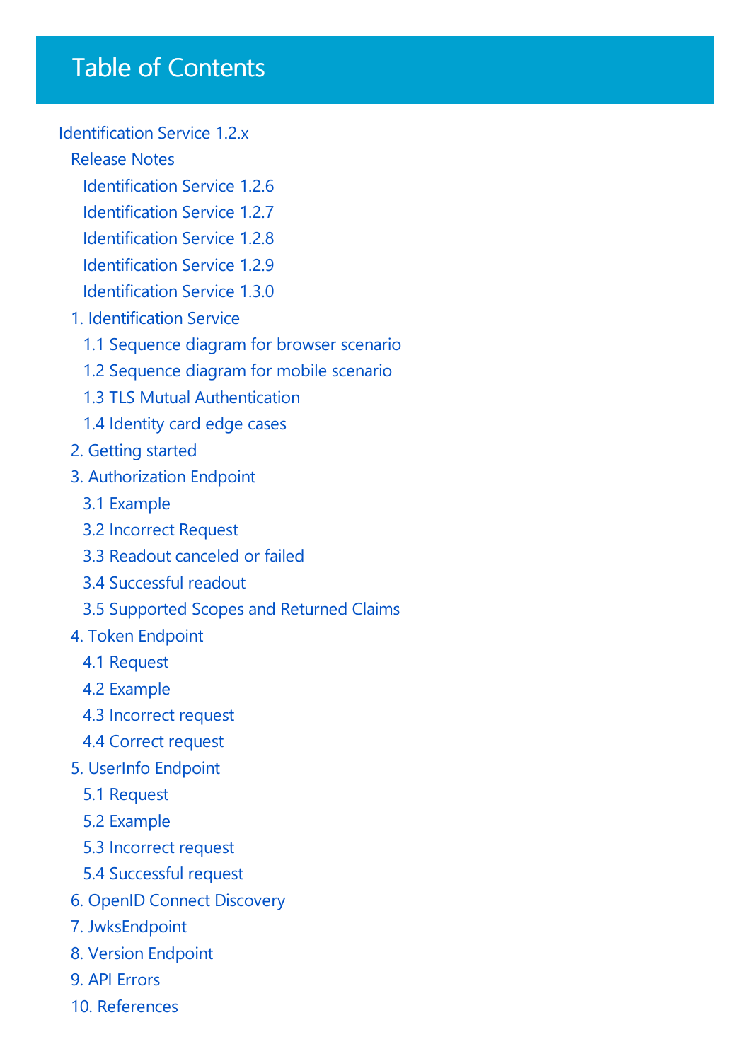# Table of Contents

- Identification Service 1.2.x
  - Release Notes
    - Identification Service 1.2.6
    - Identification Service 1.2.7
    - Identification Service 1.2.8
    - Identification Service 1.2.9
    - Identification Service 1.3.0
  - 1. Identification Service
    - 1.1 Sequence diagram for browser scenario
    - 1.2 Sequence diagram for mobile scenario
    - 1.3 TLS Mutual Authentication
    - 1.4 Identity card edge cases
  - 2. Getting started
  - 3. Authorization Endpoint
    - 3.1 Example
    - 3.2 Incorrect Request
    - 3.3 Readout canceled or failed
    - 3.4 Successful readout
    - 3.5 Supported Scopes and Returned Claims
  - 4. Token Endpoint
    - 4.1 Request
    - 4.2 Example
    - 4.3 Incorrect request
    - 4.4 Correct request
  - 5. UserInfo Endpoint
    - 5.1 Request
    - 5.2 Example
    - 5.3 Incorrect request
    - 5.4 Successful request
  - 6. OpenID Connect Discovery
  - 7. JwksEndpoint
  - 8. Version Endpoint
  - 9. API Errors
  - 10. References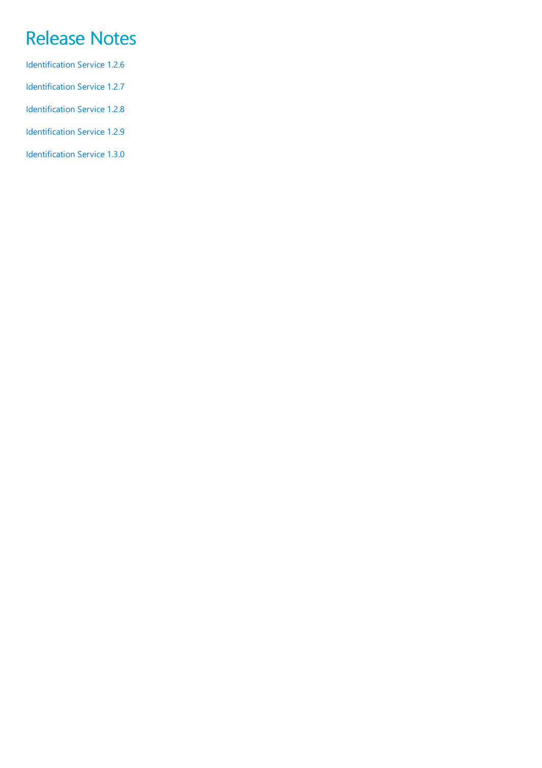# Release Notes

Identification Service 1.2.6

Identification Service 1.2.7

Identification Service 1.2.8

Identification Service 1.2.9

Identification Service 1.3.0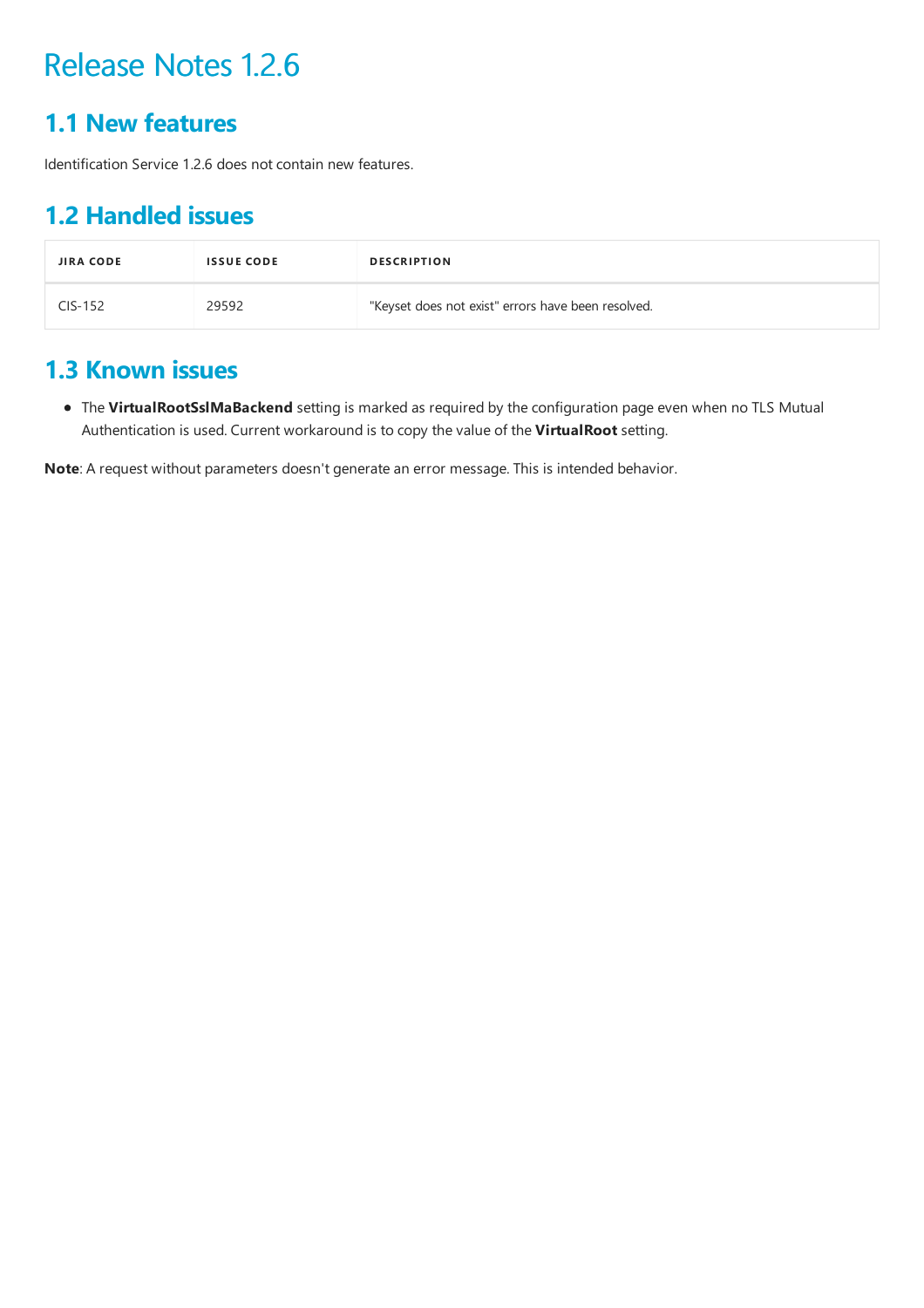# Release Notes 1.2.6

## 1.1 New features

Identification Service 1.2.6 does not contain new features.

## 1.2 Handled issues

| JIRA CODE | ISSUE CODE | DESCRIPTION |
| --- | --- | --- |
| CIS-152 | 29592 | "Keyset does not exist" errors have been resolved. |

## 1.3 Known issues

- The **VirtualRootSslMaBackend** setting is marked as required by the configuration page even when no TLS Mutual Authentication is used. Current workaround is to copy the value of the **VirtualRoot** setting.

**Note**: A request without parameters doesn't generate an error message. This is intended behavior.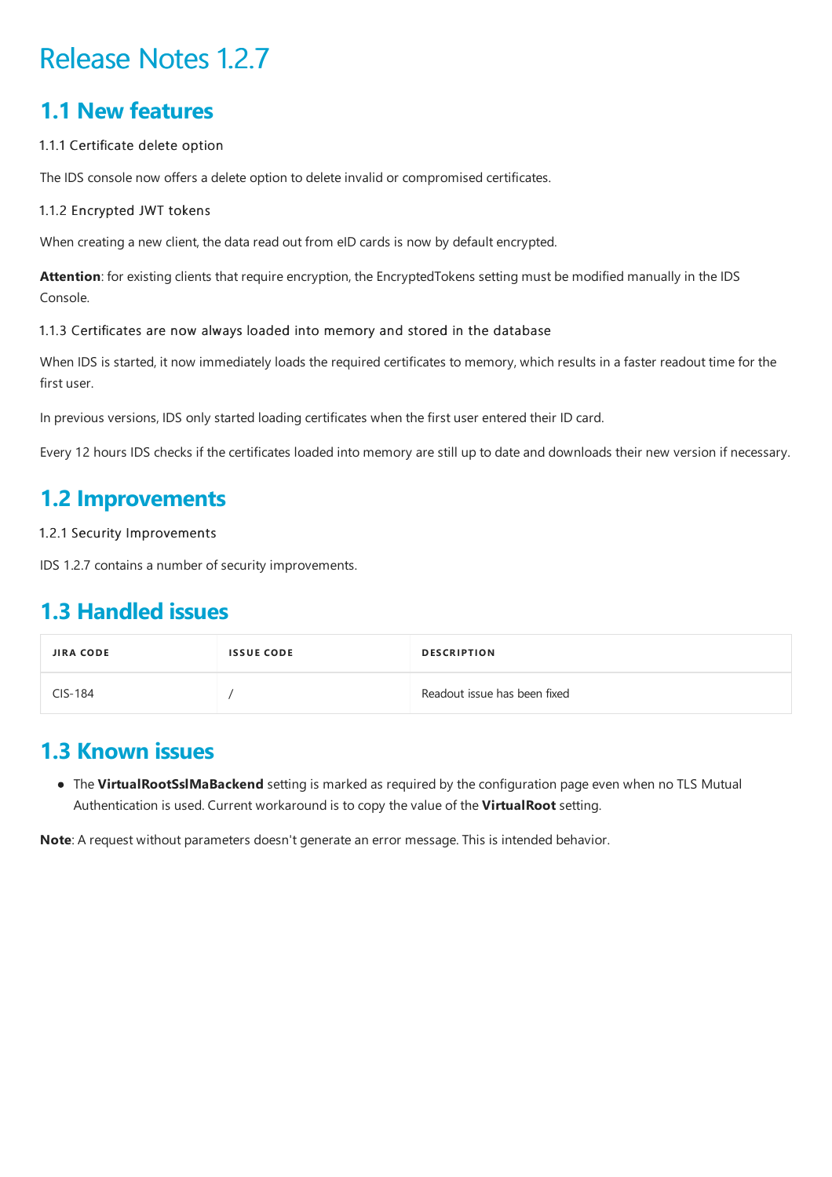# Release Notes 1.2.7

## 1.1 New features

### 1.1.1 Certificate delete option

The IDS console now offers a delete option to delete invalid or compromised certificates.

### 1.1.2 Encrypted JWT tokens

When creating a new client, the data read out from eID cards is now by default encrypted.

**Attention**: for existing clients that require encryption, the EncryptedTokens setting must be modified manually in the IDS Console.

### 1.1.3 Certificates are now always loaded into memory and stored in the database

When IDS is started, it now immediately loads the required certificates to memory, which results in a faster readout time for the first user.

In previous versions, IDS only started loading certificates when the first user entered their ID card.

Every 12 hours IDS checks if the certificates loaded into memory are still up to date and downloads their new version if necessary.

## 1.2 Improvements

### 1.2.1 Security Improvements

IDS 1.2.7 contains a number of security improvements.

## 1.3 Handled issues

| JIRA CODE | ISSUE CODE | DESCRIPTION |
|---|---|---|
| CIS-184 | / | Readout issue has been fixed |

## 1.3 Known issues

- The **VirtualRootSslMaBackend** setting is marked as required by the configuration page even when no TLS Mutual Authentication is used. Current workaround is to copy the value of the **VirtualRoot** setting.

**Note**: A request without parameters doesn't generate an error message. This is intended behavior.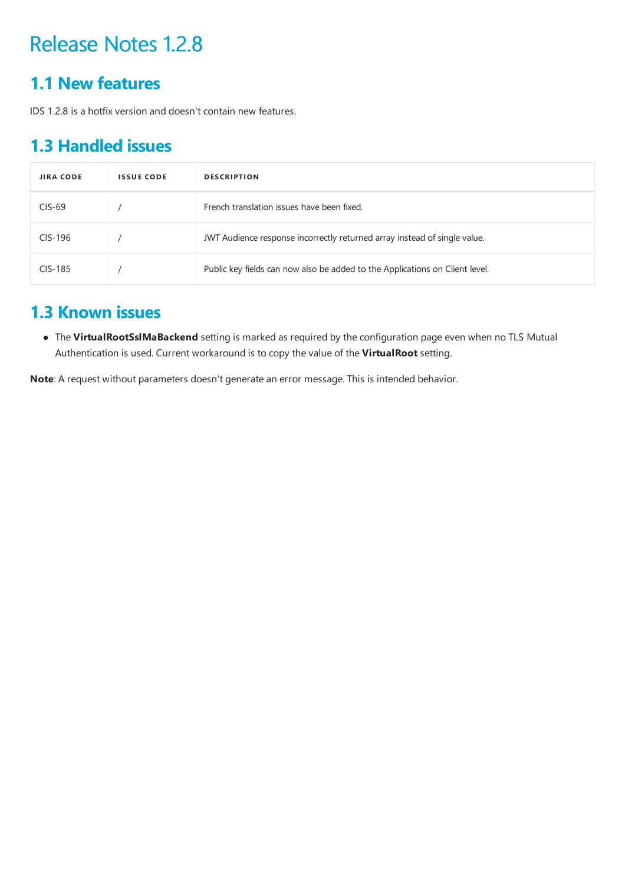# Release Notes 1.2.8

## 1.1 New features

IDS 1.2.8 is a hotfix version and doesn't contain new features.

## 1.3 Handled issues

| JIRA CODE | ISSUE CODE | DESCRIPTION |
| --- | --- | --- |
| CIS-69 | / | French translation issues have been fixed. |
| CIS-196 | / | JWT Audience response incorrectly returned array instead of single value. |
| CIS-185 | / | Public key fields can now also be added to the Applications on Client level. |

## 1.3 Known issues

- The **VirtualRootSslMaBackend** setting is marked as required by the configuration page even when no TLS Mutual Authentication is used. Current workaround is to copy the value of the **VirtualRoot** setting.

**Note**: A request without parameters doesn't generate an error message. This is intended behavior.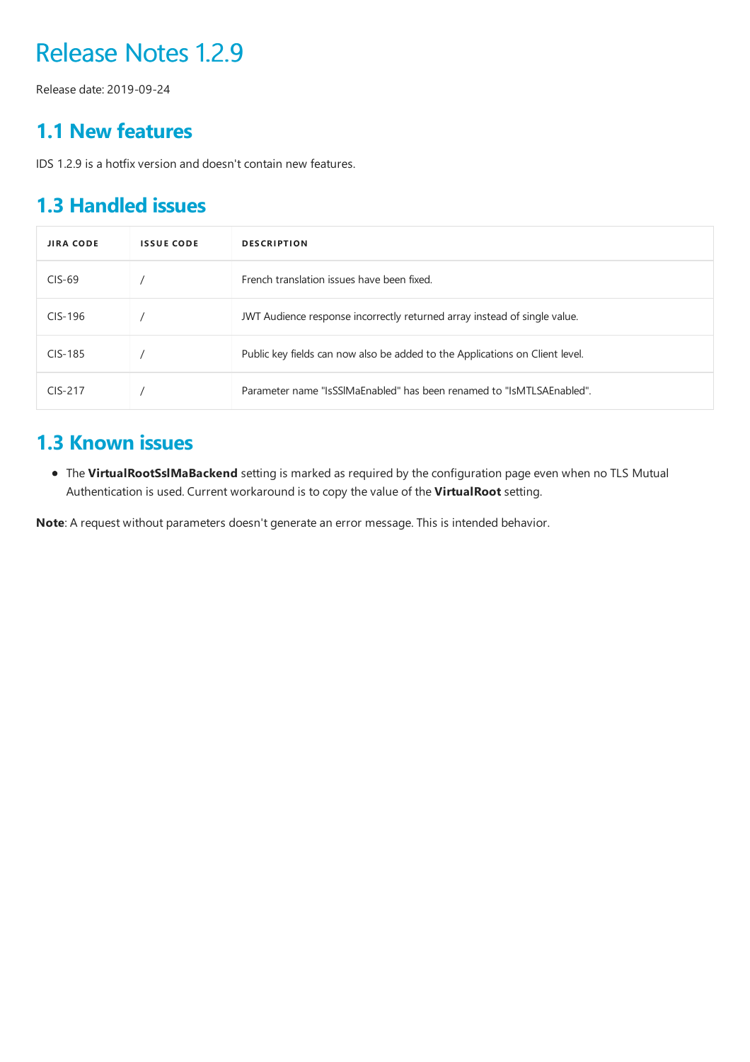# Release Notes 1.2.9

Release date: 2019-09-24

## 1.1 New features

IDS 1.2.9 is a hotfix version and doesn't contain new features.

## 1.3 Handled issues

| JIRA CODE | ISSUE CODE | DESCRIPTION |
|---|---|---|
| CIS-69 | / | French translation issues have been fixed. |
| CIS-196 | / | JWT Audience response incorrectly returned array instead of single value. |
| CIS-185 | / | Public key fields can now also be added to the Applications on Client level. |
| CIS-217 | / | Parameter name "IsSSlMaEnabled" has been renamed to "IsMTLSAEnabled". |

## 1.3 Known issues

- The **VirtualRootSslMaBackend** setting is marked as required by the configuration page even when no TLS Mutual Authentication is used. Current workaround is to copy the value of the **VirtualRoot** setting.

**Note**: A request without parameters doesn't generate an error message. This is intended behavior.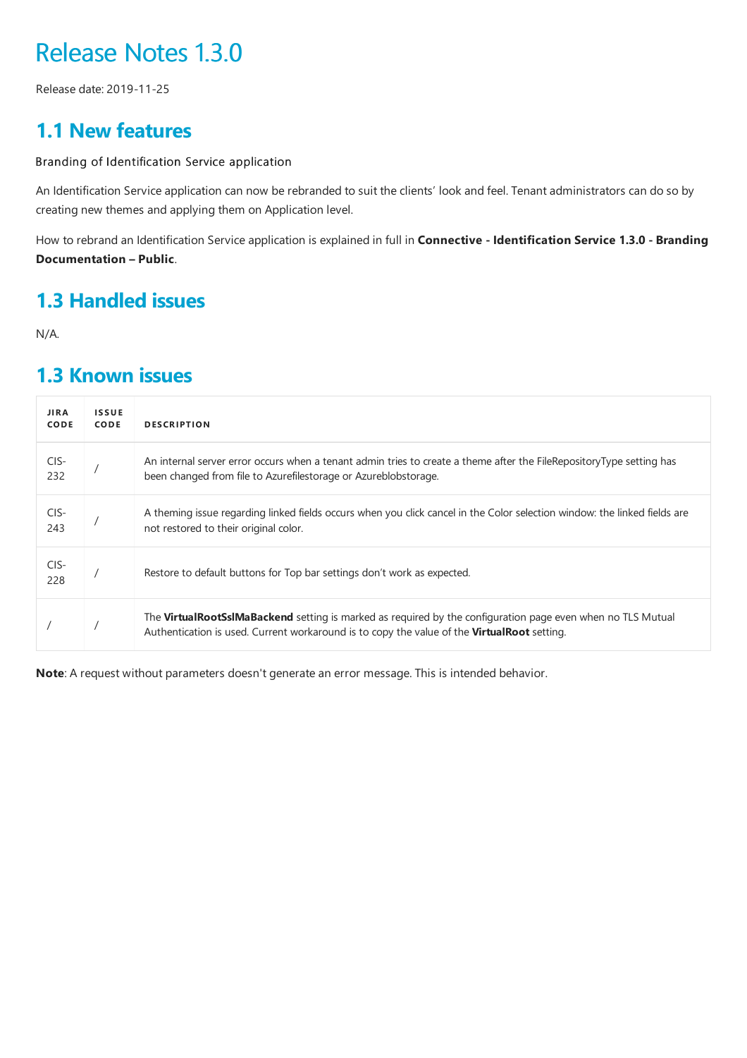# Release Notes 1.3.0

Release date: 2019-11-25

## 1.1 New features

Branding of Identification Service application

An Identification Service application can now be rebranded to suit the clients' look and feel. Tenant administrators can do so by creating new themes and applying them on Application level.

How to rebrand an Identification Service application is explained in full in **Connective - Identification Service 1.3.0 - Branding Documentation – Public**.

## 1.3 Handled issues

N/A.

## 1.3 Known issues

| JIRA CODE | ISSUE CODE | DESCRIPTION |
|---|---|---|
| CIS-232 | / | An internal server error occurs when a tenant admin tries to create a theme after the FileRepositoryType setting has been changed from file to Azurefilestorage or Azureblobstorage. |
| CIS-243 | / | A theming issue regarding linked fields occurs when you click cancel in the Color selection window: the linked fields are not restored to their original color. |
| CIS-228 | / | Restore to default buttons for Top bar settings don't work as expected. |
| / | / | The **VirtualRootSslMaBackend** setting is marked as required by the configuration page even when no TLS Mutual Authentication is used. Current workaround is to copy the value of the **VirtualRoot** setting. |

**Note**: A request without parameters doesn't generate an error message. This is intended behavior.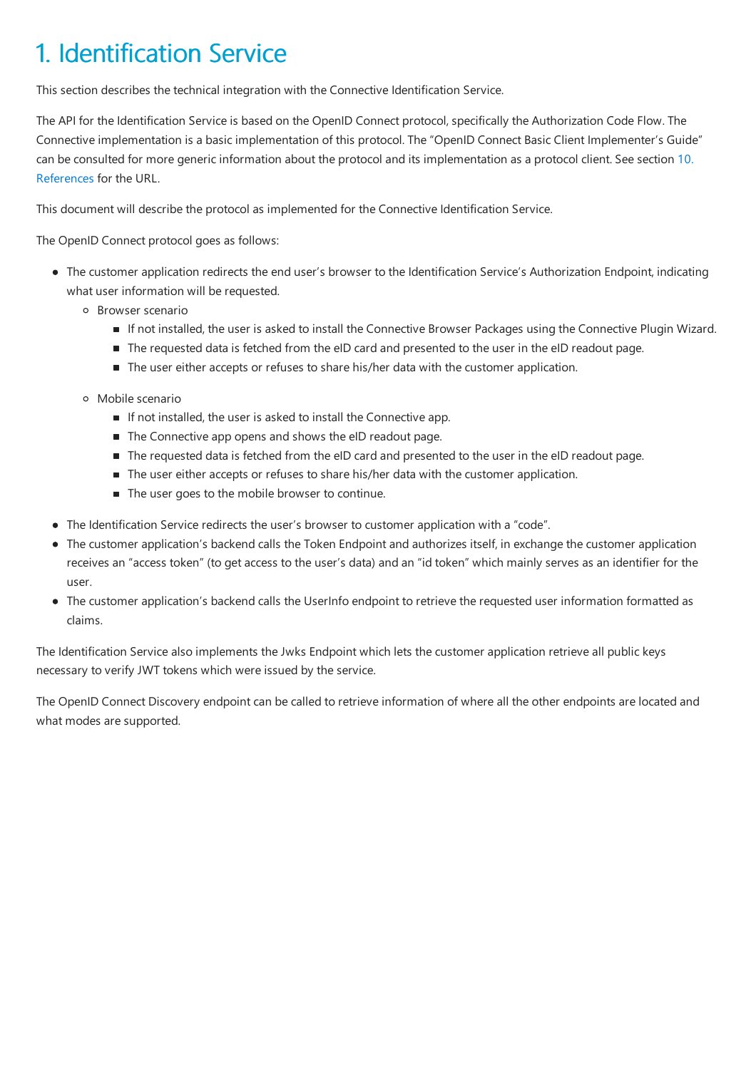# 1. Identification Service

This section describes the technical integration with the Connective Identification Service.

The API for the Identification Service is based on the OpenID Connect protocol, specifically the Authorization Code Flow. The Connective implementation is a basic implementation of this protocol. The "OpenID Connect Basic Client Implementer's Guide" can be consulted for more generic information about the protocol and its implementation as a protocol client. See section 10. References for the URL.

This document will describe the protocol as implemented for the Connective Identification Service.

The OpenID Connect protocol goes as follows:

- The customer application redirects the end user's browser to the Identification Service's Authorization Endpoint, indicating what user information will be requested.
    - Browser scenario
        - If not installed, the user is asked to install the Connective Browser Packages using the Connective Plugin Wizard.
        - The requested data is fetched from the eID card and presented to the user in the eID readout page.
        - The user either accepts or refuses to share his/her data with the customer application.
    - Mobile scenario
        - If not installed, the user is asked to install the Connective app.
        - The Connective app opens and shows the eID readout page.
        - The requested data is fetched from the eID card and presented to the user in the eID readout page.
        - The user either accepts or refuses to share his/her data with the customer application.
        - The user goes to the mobile browser to continue.
- The Identification Service redirects the user's browser to customer application with a "code".
- The customer application's backend calls the Token Endpoint and authorizes itself, in exchange the customer application receives an "access token" (to get access to the user's data) and an "id token" which mainly serves as an identifier for the user.
- The customer application's backend calls the UserInfo endpoint to retrieve the requested user information formatted as claims.

The Identification Service also implements the Jwks Endpoint which lets the customer application retrieve all public keys necessary to verify JWT tokens which were issued by the service.

The OpenID Connect Discovery endpoint can be called to retrieve information of where all the other endpoints are located and what modes are supported.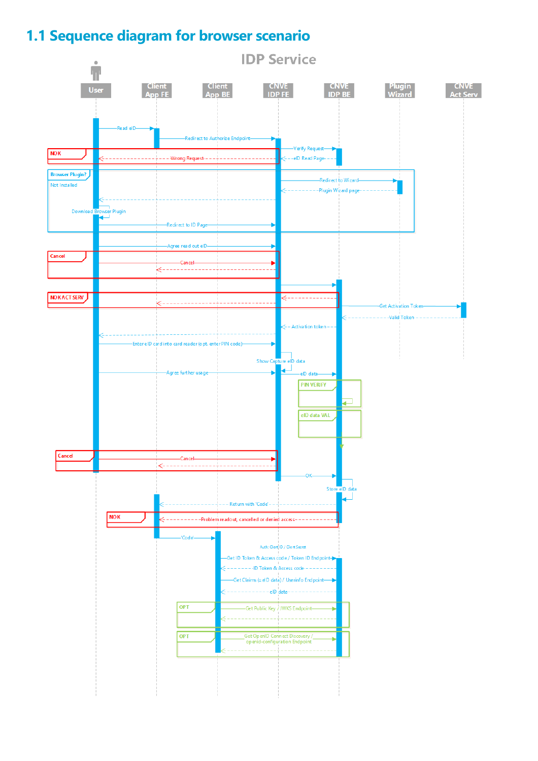## 1.1 Sequence diagram for browser scenario

IDP Service

User | Client App FE | Client App BE | CNVE IDP FE | CNVE IDP BE | Plugin Wizard | CNVE Act Serv

- Read eID
- Redirect to Authorize Endpoint
- Verify Request
- eID Read Page
- NOK: Wrong Request
- Browser Plugin? Not Installed
  - Redirect to Wizard
  - Plugin Wizard page
  - Download Browser Plugin
  - Redirect to ID Page
- Agree read out eID
- Cancel: Cancel
- NOK ACT SERV
- Get Activation Token
- Valid Token
- Activation token
- Enter eID card into card reader (opt. enter PIN code)
- Show Capture eID data
- Agree further usage
- eID data
- PIN VERIFY
- eID data VAL
- Cancel: Cancel
- OK
- Store eID data
- Return with 'Code'
- NOK: Problem readout, cancelled or denied access
- 'Code'
- Auth: Client ID / Client Secret
- Get ID Token & Access code / Token ID Endpoint
- ID Token & Access code
- Get Claims (= eID data) / Userinfo Endpoint
- eID data
- OPT: Get Public Key / JWKS Endpoint
- OPT: Get OpenID Connect Discovery / openid-configuration Endpoint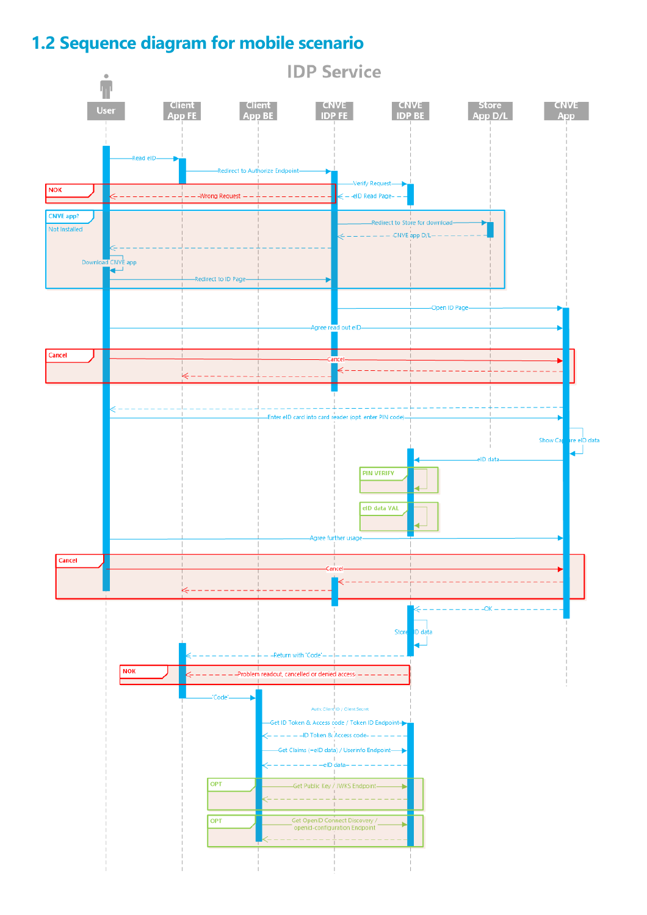## 1.2 Sequence diagram for mobile scenario

IDP Service

User | Client App FE | Client App BE | CNVE IDP FE | CNVE IDP BE | Store App D/L | CNVE App

Read eID

Redirect to Authorize Endpoint

Verify Request

NOK

Wrong Request

eID Read Page

CNVE app?

Not Installed

Redirect to Store for download

CNVE app D/L

Download CNVE app

Redirect to ID Page

Open ID Page

Agree read out eID

Cancel

Cancel

Enter eID card into card reader (opt. enter PIN code)

Show Capture eID data

eID data

PIN VERIFY

eID data VAL

Agree further usage

Cancel

Cancel

OK

Store ID data

Return with 'Code'

NOK

Problem readout, cancelled or denied access

'Code'

Auth: Client ID / Client Secret

Get ID Token & Access code / Token ID Endpoint

ID Token & Access code

Get Claims (=eID data) / Userinfo Endpoint

eID data

OPT

Get Public Key / JWKS Endpoint

OPT

Get OpenID Connect Discovery / openid-configuration Endpoint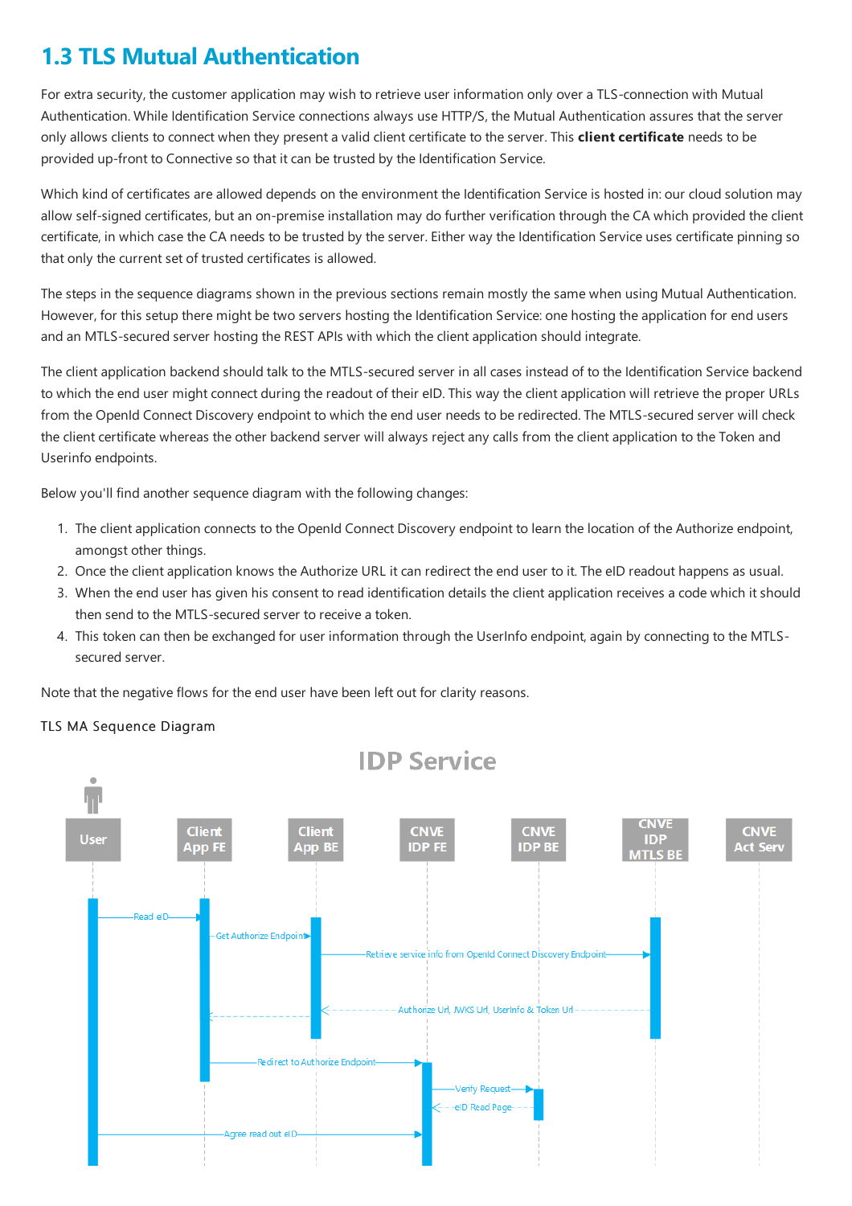## 1.3 TLS Mutual Authentication

For extra security, the customer application may wish to retrieve user information only over a TLS-connection with Mutual Authentication. While Identification Service connections always use HTTP/S, the Mutual Authentication assures that the server only allows clients to connect when they present a valid client certificate to the server. This **client certificate** needs to be provided up-front to Connective so that it can be trusted by the Identification Service.

Which kind of certificates are allowed depends on the environment the Identification Service is hosted in: our cloud solution may allow self-signed certificates, but an on-premise installation may do further verification through the CA which provided the client certificate, in which case the CA needs to be trusted by the server. Either way the Identification Service uses certificate pinning so that only the current set of trusted certificates is allowed.

The steps in the sequence diagrams shown in the previous sections remain mostly the same when using Mutual Authentication. However, for this setup there might be two servers hosting the Identification Service: one hosting the application for end users and an MTLS-secured server hosting the REST APIs with which the client application should integrate.

The client application backend should talk to the MTLS-secured server in all cases instead of to the Identification Service backend to which the end user might connect during the readout of their eID. This way the client application will retrieve the proper URLs from the OpenId Connect Discovery endpoint to which the end user needs to be redirected. The MTLS-secured server will check the client certificate whereas the other backend server will always reject any calls from the client application to the Token and Userinfo endpoints.

Below you'll find another sequence diagram with the following changes:

1. The client application connects to the OpenId Connect Discovery endpoint to learn the location of the Authorize endpoint, amongst other things.
2. Once the client application knows the Authorize URL it can redirect the end user to it. The eID readout happens as usual.
3. When the end user has given his consent to read identification details the client application receives a code which it should then send to the MTLS-secured server to receive a token.
4. This token can then be exchanged for user information through the UserInfo endpoint, again by connecting to the MTLS-secured server.

Note that the negative flows for the end user have been left out for clarity reasons.

TLS MA Sequence Diagram

IDP Service

| User | Client App FE | Client App BE | CNVE IDP FE | CNVE IDP BE | CNVE IDP MTLS BE | CNVE Act Serv |
|---|---|---|---|---|---|---|

- User → Client App FE: Read eID
- Client App FE → Client App BE: Get Authorize Endpoint
- Client App BE → CNVE IDP MTLS BE: Retrieve service info from OpenId Connect Discovery Endpoint
- CNVE IDP MTLS BE → Client App BE: Authorize Url, JWKS Url, UserInfo & Token Url
- Client App BE → Client App FE (return)
- Client App FE → CNVE IDP FE: Redirect to Authorize Endpoint
- CNVE IDP FE → CNVE IDP BE: Verify Request
- CNVE IDP BE → CNVE IDP FE: eID Read Page
- User → CNVE IDP FE: Agree read out eID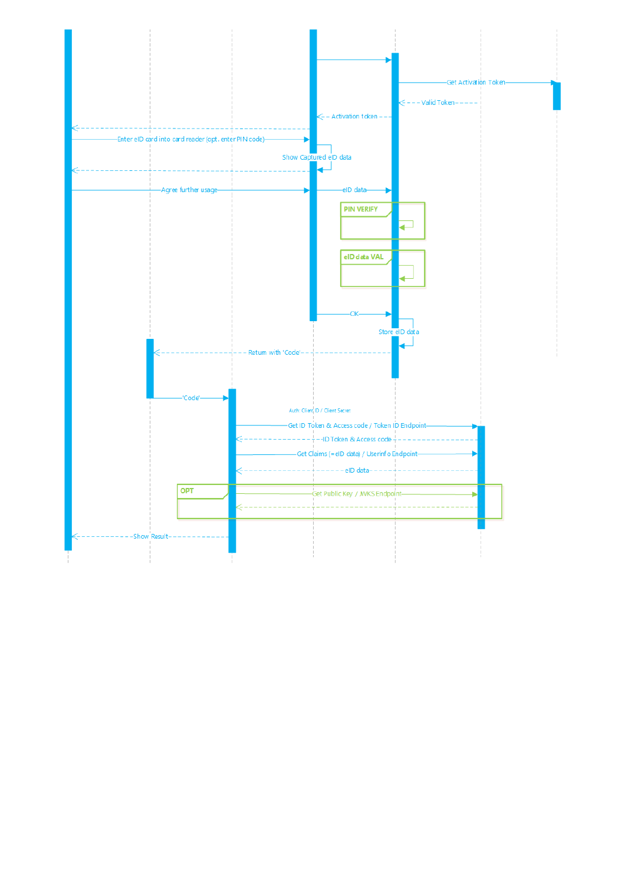Get Activation Token

Valid Token

Activation token

Enter eID card into card reader (opt. enter PIN code)

Show Captured eID data

Agree further usage

eID data

PIN VERIFY

eID data VAL

OK

Store eID data

Return with 'Code'

'Code'

Auth: Client ID / Client Secret

Get ID Token & Access code / Token ID Endpoint

ID Token & Access code

Get Claims (=eID data) / Userinfo Endpoint

eID data

OPT

Get Public Key / JWKS Endpoint

Show Result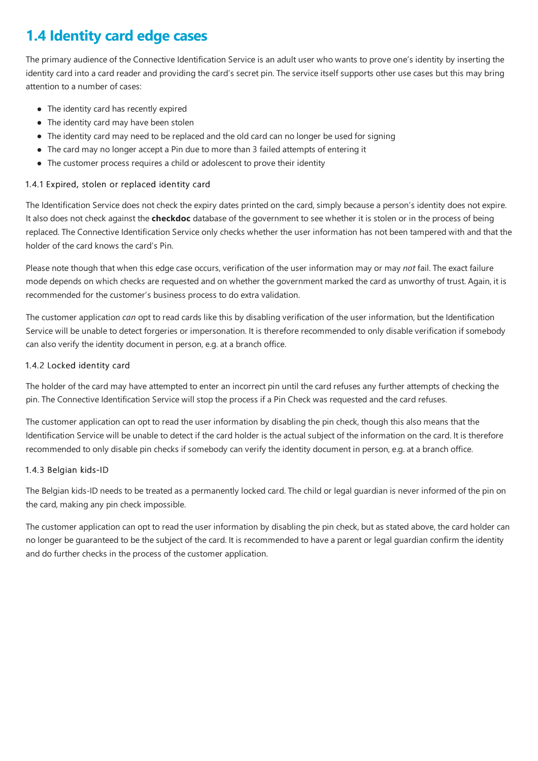## 1.4 Identity card edge cases

The primary audience of the Connective Identification Service is an adult user who wants to prove one's identity by inserting the identity card into a card reader and providing the card's secret pin. The service itself supports other use cases but this may bring attention to a number of cases:

- The identity card has recently expired
- The identity card may have been stolen
- The identity card may need to be replaced and the old card can no longer be used for signing
- The card may no longer accept a Pin due to more than 3 failed attempts of entering it
- The customer process requires a child or adolescent to prove their identity

### 1.4.1 Expired, stolen or replaced identity card

The Identification Service does not check the expiry dates printed on the card, simply because a person's identity does not expire. It also does not check against the **checkdoc** database of the government to see whether it is stolen or in the process of being replaced. The Connective Identification Service only checks whether the user information has not been tampered with and that the holder of the card knows the card's Pin.

Please note though that when this edge case occurs, verification of the user information may or may *not* fail. The exact failure mode depends on which checks are requested and on whether the government marked the card as unworthy of trust. Again, it is recommended for the customer's business process to do extra validation.

The customer application *can* opt to read cards like this by disabling verification of the user information, but the Identification Service will be unable to detect forgeries or impersonation. It is therefore recommended to only disable verification if somebody can also verify the identity document in person, e.g. at a branch office.

### 1.4.2 Locked identity card

The holder of the card may have attempted to enter an incorrect pin until the card refuses any further attempts of checking the pin. The Connective Identification Service will stop the process if a Pin Check was requested and the card refuses.

The customer application can opt to read the user information by disabling the pin check, though this also means that the Identification Service will be unable to detect if the card holder is the actual subject of the information on the card. It is therefore recommended to only disable pin checks if somebody can verify the identity document in person, e.g. at a branch office.

### 1.4.3 Belgian kids-ID

The Belgian kids-ID needs to be treated as a permanently locked card. The child or legal guardian is never informed of the pin on the card, making any pin check impossible.

The customer application can opt to read the user information by disabling the pin check, but as stated above, the card holder can no longer be guaranteed to be the subject of the card. It is recommended to have a parent or legal guardian confirm the identity and do further checks in the process of the customer application.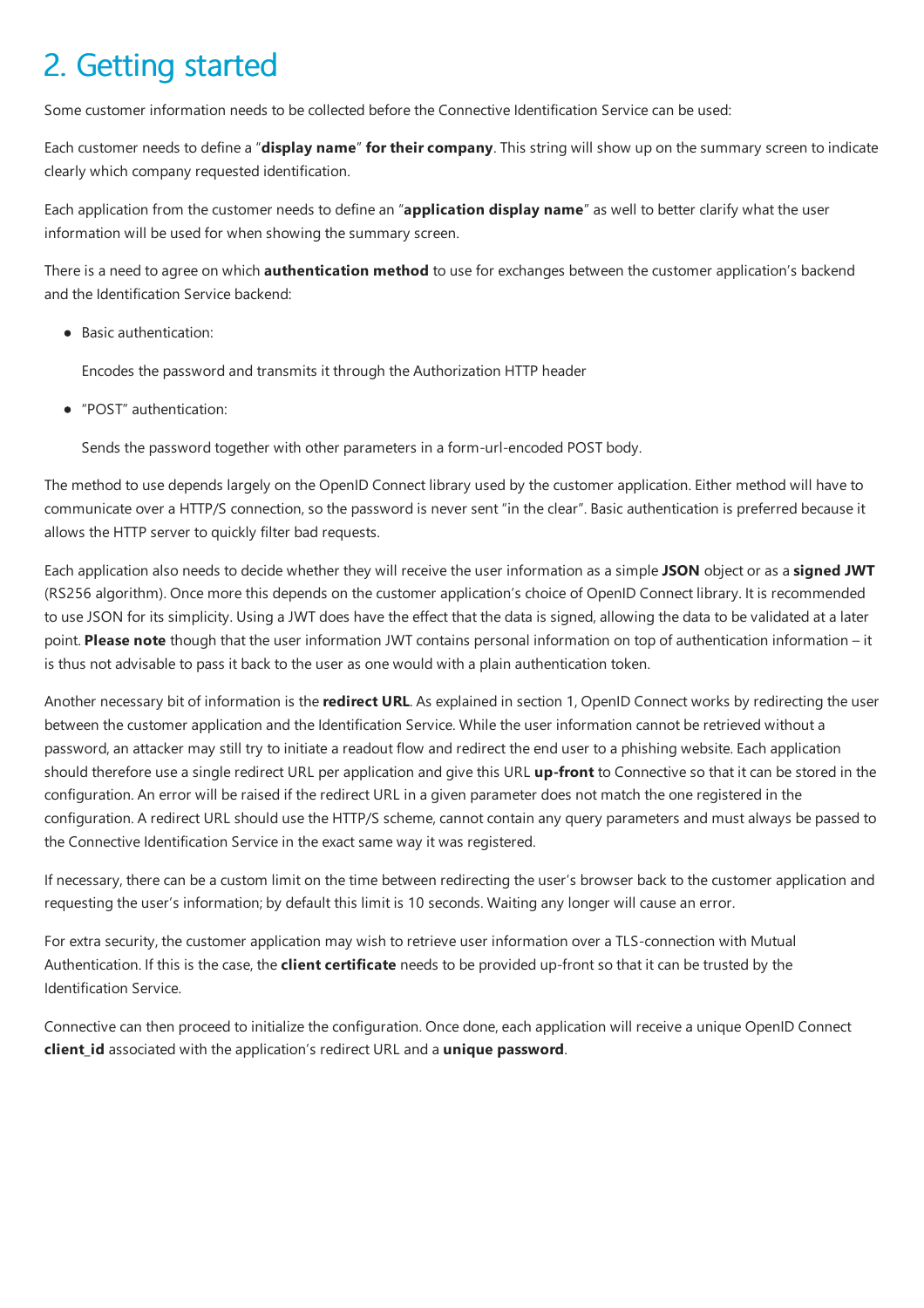# 2. Getting started

Some customer information needs to be collected before the Connective Identification Service can be used:

Each customer needs to define a "**display name**" **for their company**. This string will show up on the summary screen to indicate clearly which company requested identification.

Each application from the customer needs to define an "**application display name**" as well to better clarify what the user information will be used for when showing the summary screen.

There is a need to agree on which **authentication method** to use for exchanges between the customer application's backend and the Identification Service backend:

- Basic authentication:

  Encodes the password and transmits it through the Authorization HTTP header

- "POST" authentication:

  Sends the password together with other parameters in a form-url-encoded POST body.

The method to use depends largely on the OpenID Connect library used by the customer application. Either method will have to communicate over a HTTP/S connection, so the password is never sent "in the clear". Basic authentication is preferred because it allows the HTTP server to quickly filter bad requests.

Each application also needs to decide whether they will receive the user information as a simple **JSON** object or as a **signed JWT** (RS256 algorithm). Once more this depends on the customer application's choice of OpenID Connect library. It is recommended to use JSON for its simplicity. Using a JWT does have the effect that the data is signed, allowing the data to be validated at a later point. **Please note** though that the user information JWT contains personal information on top of authentication information – it is thus not advisable to pass it back to the user as one would with a plain authentication token.

Another necessary bit of information is the **redirect URL**. As explained in section 1, OpenID Connect works by redirecting the user between the customer application and the Identification Service. While the user information cannot be retrieved without a password, an attacker may still try to initiate a readout flow and redirect the end user to a phishing website. Each application should therefore use a single redirect URL per application and give this URL **up-front** to Connective so that it can be stored in the configuration. An error will be raised if the redirect URL in a given parameter does not match the one registered in the configuration. A redirect URL should use the HTTP/S scheme, cannot contain any query parameters and must always be passed to the Connective Identification Service in the exact same way it was registered.

If necessary, there can be a custom limit on the time between redirecting the user's browser back to the customer application and requesting the user's information; by default this limit is 10 seconds. Waiting any longer will cause an error.

For extra security, the customer application may wish to retrieve user information over a TLS-connection with Mutual Authentication. If this is the case, the **client certificate** needs to be provided up-front so that it can be trusted by the Identification Service.

Connective can then proceed to initialize the configuration. Once done, each application will receive a unique OpenID Connect **client_id** associated with the application's redirect URL and a **unique password**.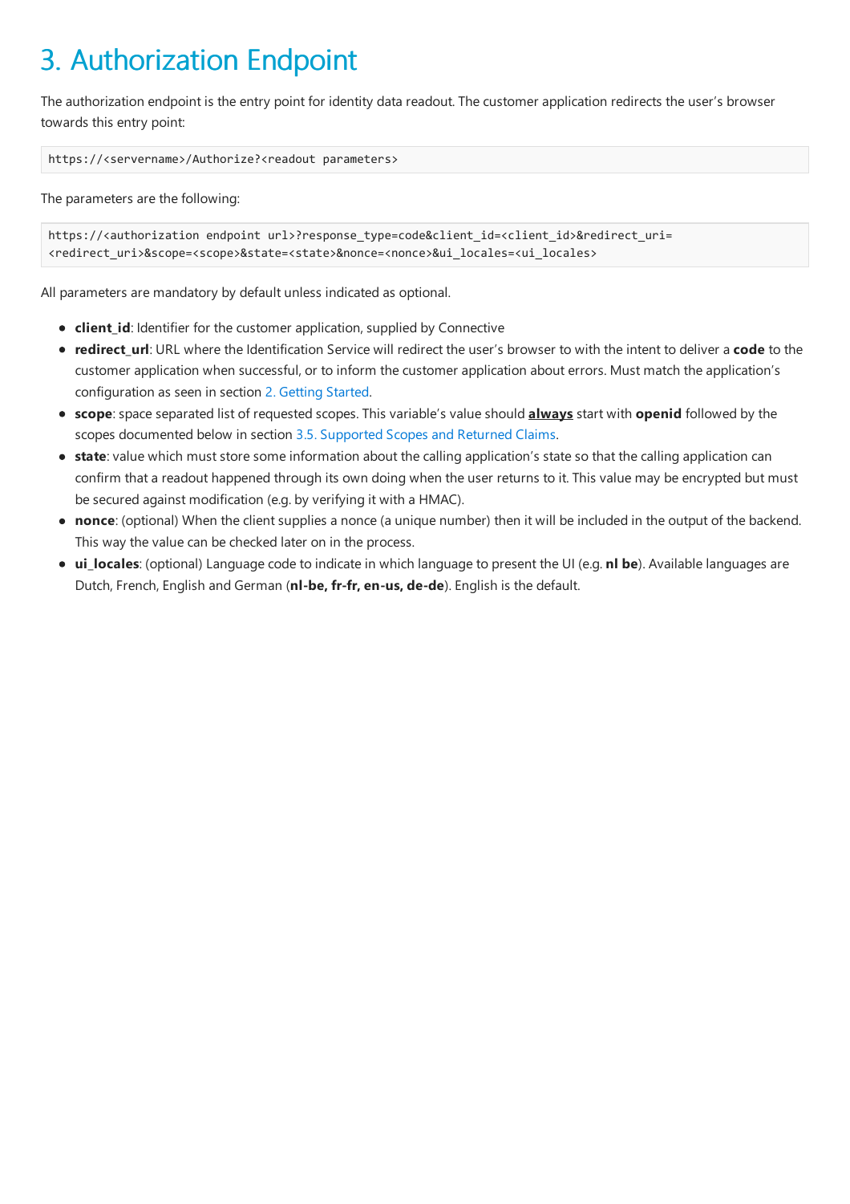# 3. Authorization Endpoint

The authorization endpoint is the entry point for identity data readout. The customer application redirects the user's browser towards this entry point:

```
https://<servername>/Authorize?<readout parameters>
```

The parameters are the following:

```
https://<authorization endpoint url>?response_type=code&client_id=<client_id>&redirect_uri=
<redirect_uri>&scope=<scope>&state=<state>&nonce=<nonce>&ui_locales=<ui_locales>
```

All parameters are mandatory by default unless indicated as optional.

- **client_id**: Identifier for the customer application, supplied by Connective
- **redirect_url**: URL where the Identification Service will redirect the user's browser to with the intent to deliver a **code** to the customer application when successful, or to inform the customer application about errors. Must match the application's configuration as seen in section 2. Getting Started.
- **scope**: space separated list of requested scopes. This variable's value should **always** start with **openid** followed by the scopes documented below in section 3.5. Supported Scopes and Returned Claims.
- **state**: value which must store some information about the calling application's state so that the calling application can confirm that a readout happened through its own doing when the user returns to it. This value may be encrypted but must be secured against modification (e.g. by verifying it with a HMAC).
- **nonce**: (optional) When the client supplies a nonce (a unique number) then it will be included in the output of the backend. This way the value can be checked later on in the process.
- **ui_locales**: (optional) Language code to indicate in which language to present the UI (e.g. **nl be**). Available languages are Dutch, French, English and German (**nl-be, fr-fr, en-us, de-de**). English is the default.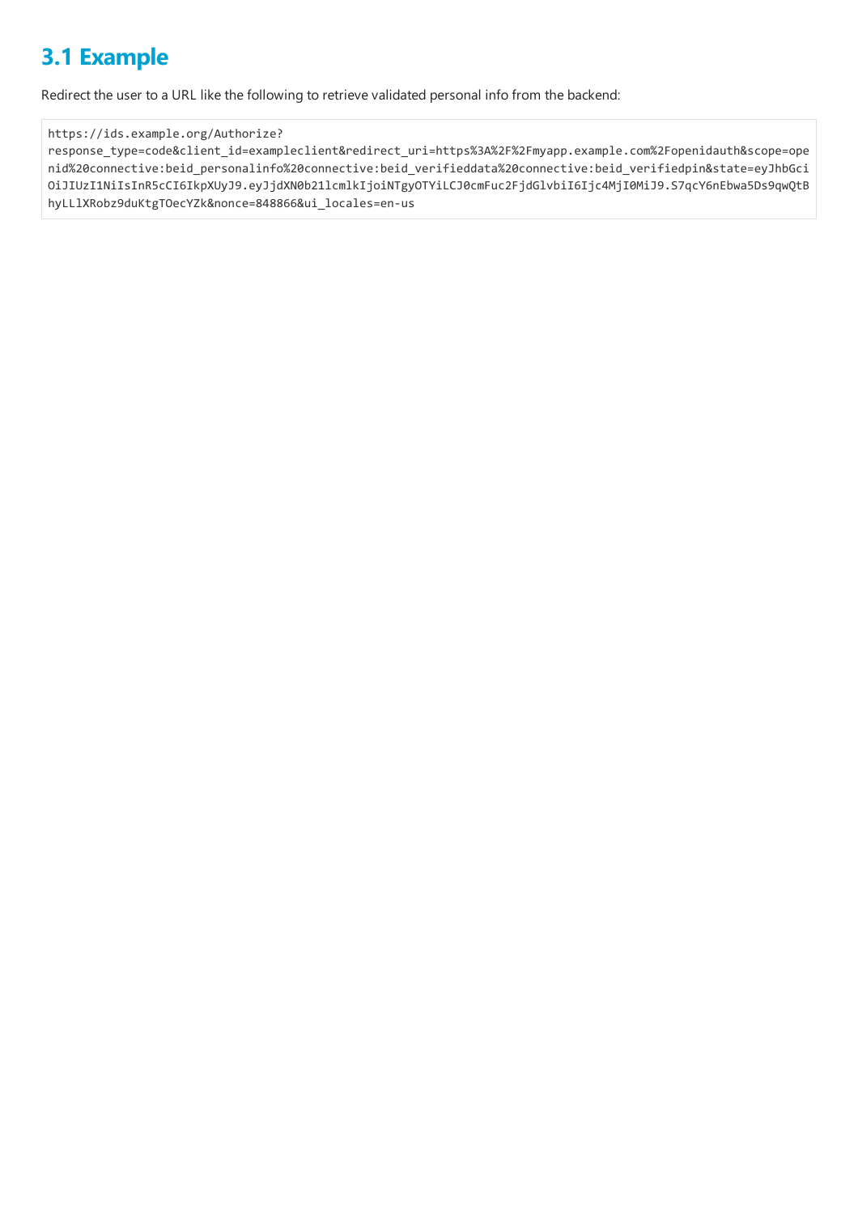## 3.1 Example

Redirect the user to a URL like the following to retrieve validated personal info from the backend:

```
https://ids.example.org/Authorize?
response_type=code&client_id=exampleclient&redirect_uri=https%3A%2F%2Fmyapp.example.com%2Fopenidauth&scope=openid%20connective:beid_personalinfo%20connective:beid_verifieddata%20connective:beid_verifiedpin&state=eyJhbGciOiJIUzI1NiIsInR5cCI6IkpXUyJ9.eyJjdXN0b21lcmlkIjoiNTgyOTYiLCJ0cmFuc2FjdGlvbiI6Ijc4MjI0MiJ9.S7qcY6nEbwa5Ds9qwQtBhyLLlXRobz9duKtgTOecYZk&nonce=848866&ui_locales=en-us
```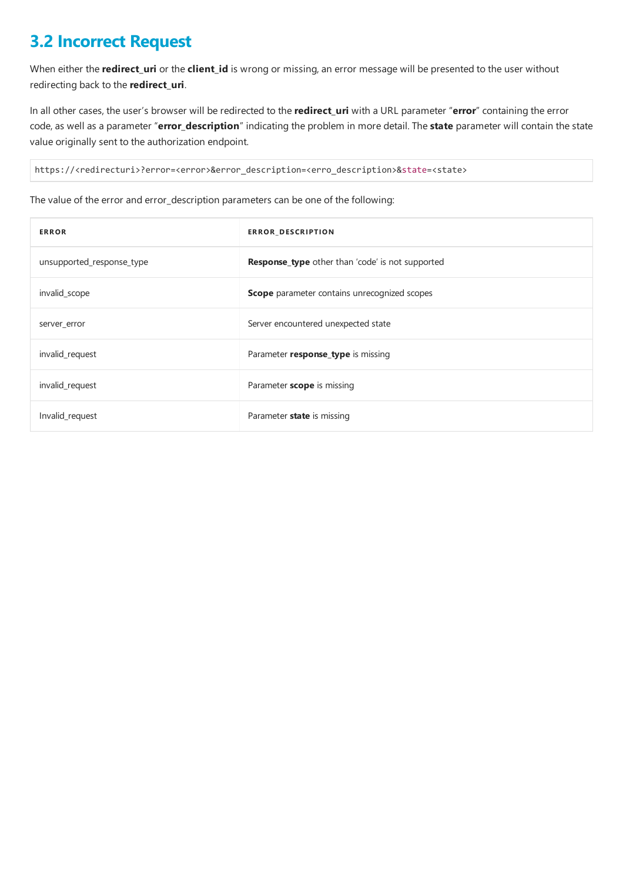## 3.2 Incorrect Request

When either the **redirect_uri** or the **client_id** is wrong or missing, an error message will be presented to the user without redirecting back to the **redirect_uri**.

In all other cases, the user's browser will be redirected to the **redirect_uri** with a URL parameter "**error**" containing the error code, as well as a parameter "**error_description**" indicating the problem in more detail. The **state** parameter will contain the state value originally sent to the authorization endpoint.

```
https://<redirecturi>?error=<error>&error_description=<erro_description>&state=<state>
```

The value of the error and error_description parameters can be one of the following:

| ERROR | ERROR_DESCRIPTION |
| --- | --- |
| unsupported_response_type | **Response_type** other than 'code' is not supported |
| invalid_scope | **Scope** parameter contains unrecognized scopes |
| server_error | Server encountered unexpected state |
| invalid_request | Parameter **response_type** is missing |
| invalid_request | Parameter **scope** is missing |
| Invalid_request | Parameter **state** is missing |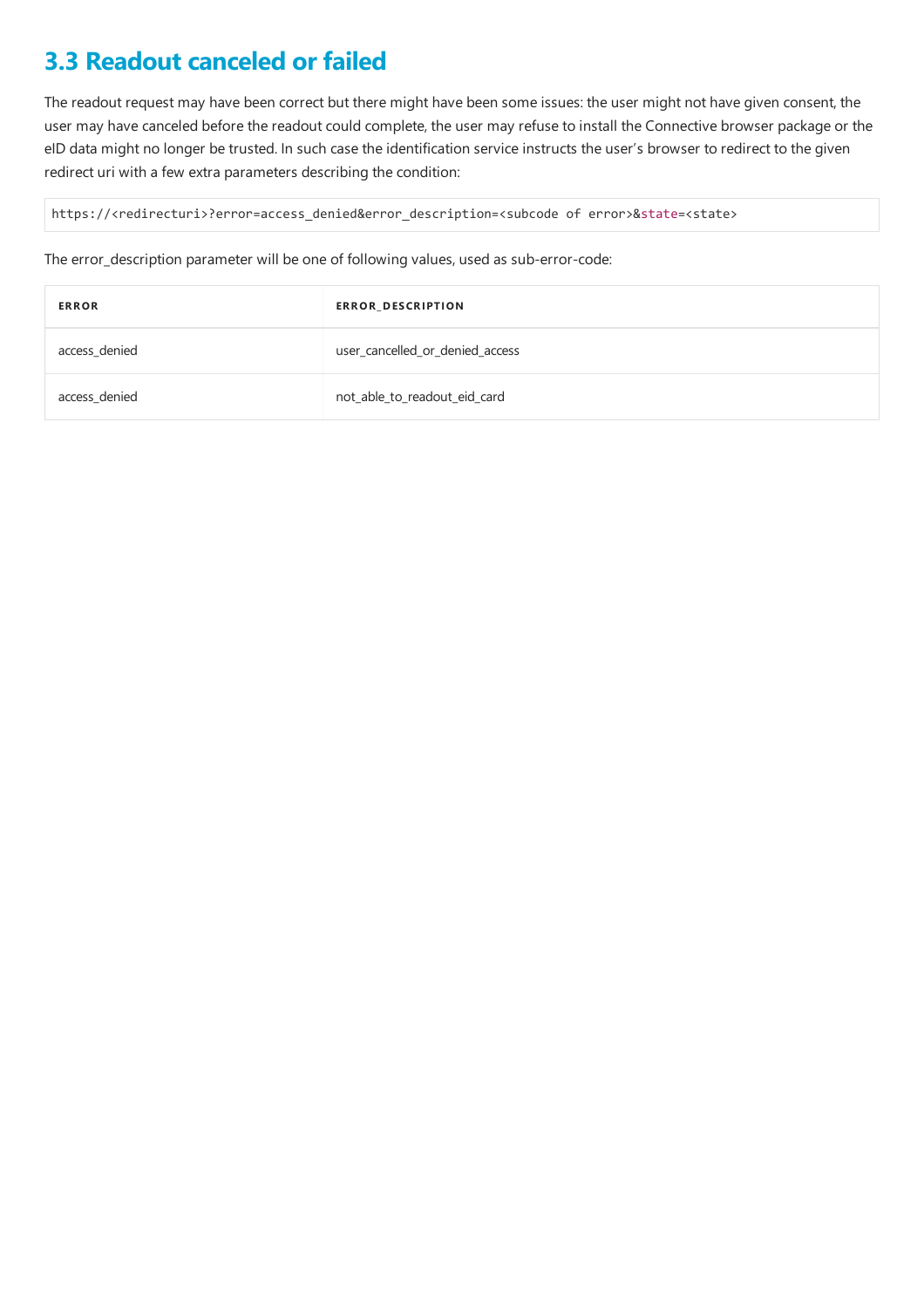## 3.3 Readout canceled or failed

The readout request may have been correct but there might have been some issues: the user might not have given consent, the user may have canceled before the readout could complete, the user may refuse to install the Connective browser package or the eID data might no longer be trusted. In such case the identification service instructs the user's browser to redirect to the given redirect uri with a few extra parameters describing the condition:

```
https://<redirecturi>?error=access_denied&error_description=<subcode of error>&state=<state>
```

The error_description parameter will be one of following values, used as sub-error-code:

| ERROR | ERROR_DESCRIPTION |
| --- | --- |
| access_denied | user_cancelled_or_denied_access |
| access_denied | not_able_to_readout_eid_card |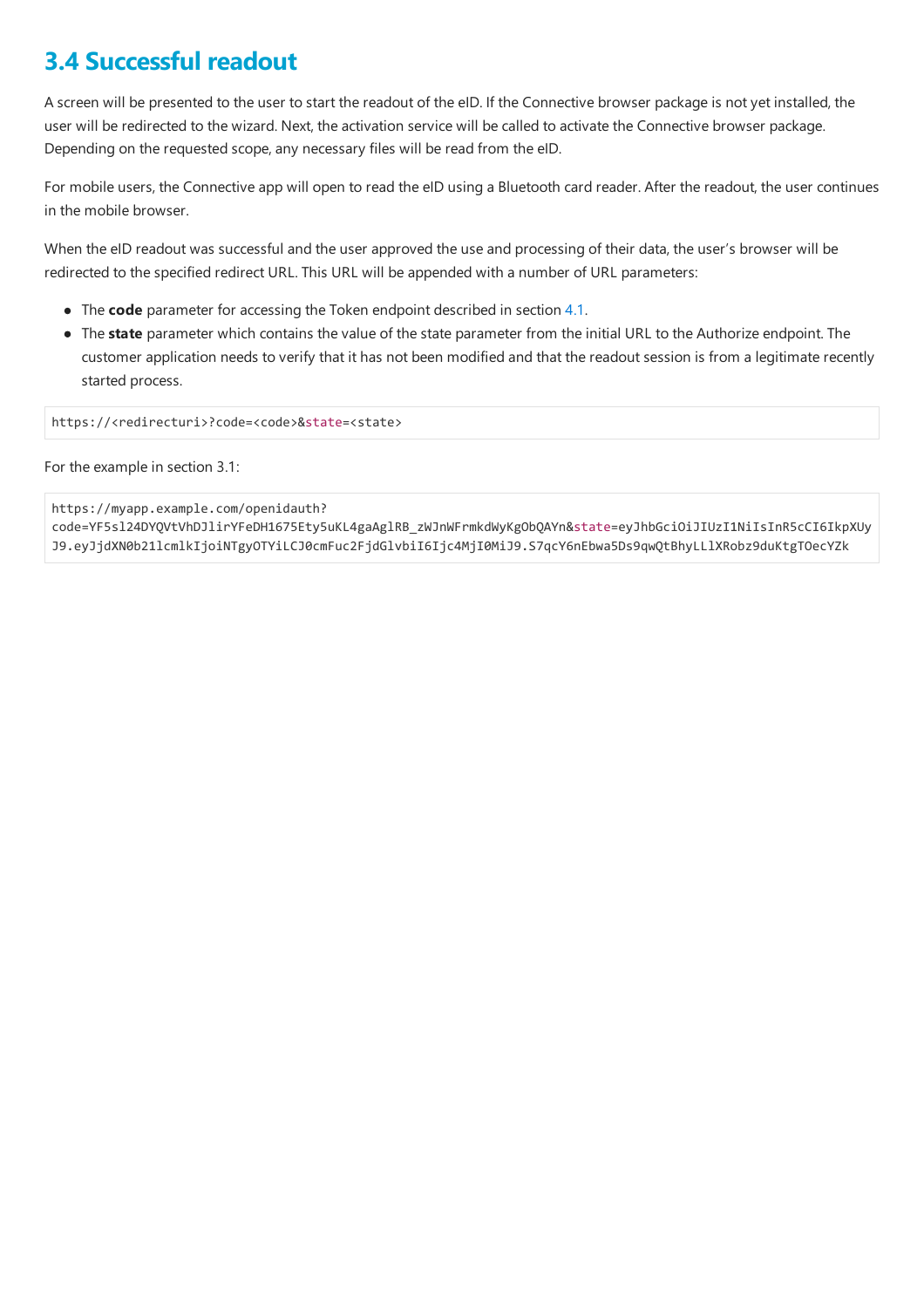## 3.4 Successful readout

A screen will be presented to the user to start the readout of the eID. If the Connective browser package is not yet installed, the user will be redirected to the wizard. Next, the activation service will be called to activate the Connective browser package. Depending on the requested scope, any necessary files will be read from the eID.

For mobile users, the Connective app will open to read the eID using a Bluetooth card reader. After the readout, the user continues in the mobile browser.

When the eID readout was successful and the user approved the use and processing of their data, the user's browser will be redirected to the specified redirect URL. This URL will be appended with a number of URL parameters:

- The **code** parameter for accessing the Token endpoint described in section 4.1.
- The **state** parameter which contains the value of the state parameter from the initial URL to the Authorize endpoint. The customer application needs to verify that it has not been modified and that the readout session is from a legitimate recently started process.

```
https://<redirecturi>?code=<code>&state=<state>
```

For the example in section 3.1:

```
https://myapp.example.com/openidauth?
code=YF5sl24DYQVtVhDJlirYFeDH1675Ety5uKL4gaAglRB_zWJnWFrmkdWyKgObQAYn&state=eyJhbGciOiJIUzI1NiIsInR5cCI6IkpXUy
J9.eyJjdXN0b21lcmlkIjoiNTgyOTYiLCJ0cmFuc2FjdGlvbiI6Ijc4MjI0MiJ9.S7qcY6nEbwa5Ds9qwQtBhyLLlXRobz9duKtgTOecYZk
```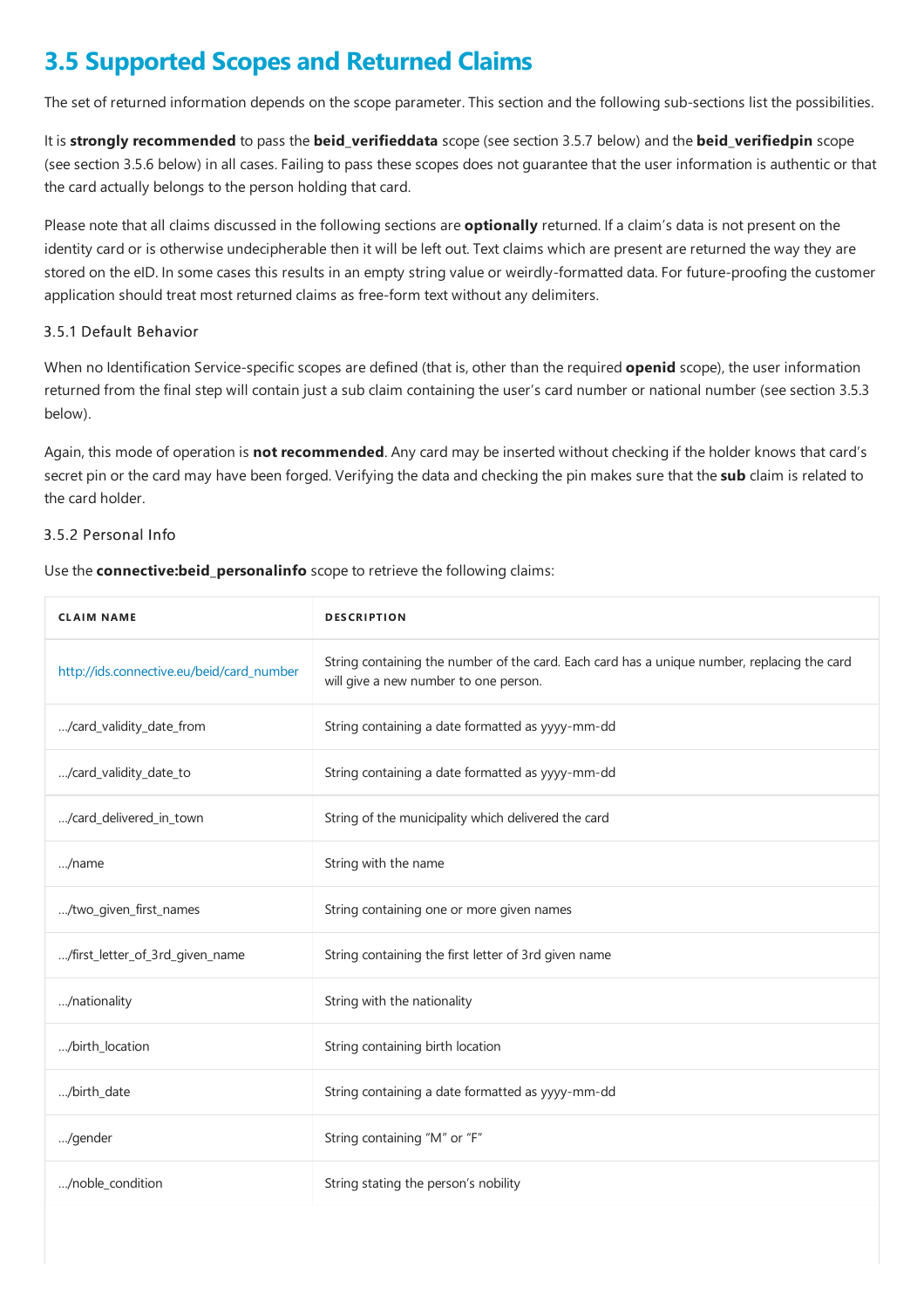## 3.5 Supported Scopes and Returned Claims

The set of returned information depends on the scope parameter. This section and the following sub-sections list the possibilities.

It is **strongly recommended** to pass the **beid_verifieddata** scope (see section 3.5.7 below) and the **beid_verifiedpin** scope (see section 3.5.6 below) in all cases. Failing to pass these scopes does not guarantee that the user information is authentic or that the card actually belongs to the person holding that card.

Please note that all claims discussed in the following sections are **optionally** returned. If a claim's data is not present on the identity card or is otherwise undecipherable then it will be left out. Text claims which are present are returned the way they are stored on the eID. In some cases this results in an empty string value or weirdly-formatted data. For future-proofing the customer application should treat most returned claims as free-form text without any delimiters.

### 3.5.1 Default Behavior

When no Identification Service-specific scopes are defined (that is, other than the required **openid** scope), the user information returned from the final step will contain just a sub claim containing the user's card number or national number (see section 3.5.3 below).

Again, this mode of operation is **not recommended**. Any card may be inserted without checking if the holder knows that card's secret pin or the card may have been forged. Verifying the data and checking the pin makes sure that the **sub** claim is related to the card holder.

### 3.5.2 Personal Info

Use the **connective:beid_personalinfo** scope to retrieve the following claims:

| CLAIM NAME | DESCRIPTION |
| --- | --- |
| http://ids.connective.eu/beid/card_number | String containing the number of the card. Each card has a unique number, replacing the card will give a new number to one person. |
| .../card_validity_date_from | String containing a date formatted as yyyy-mm-dd |
| .../card_validity_date_to | String containing a date formatted as yyyy-mm-dd |
| .../card_delivered_in_town | String of the municipality which delivered the card |
| .../name | String with the name |
| .../two_given_first_names | String containing one or more given names |
| .../first_letter_of_3rd_given_name | String containing the first letter of 3rd given name |
| .../nationality | String with the nationality |
| .../birth_location | String containing birth location |
| .../birth_date | String containing a date formatted as yyyy-mm-dd |
| .../gender | String containing "M" or "F" |
| .../noble_condition | String stating the person's nobility |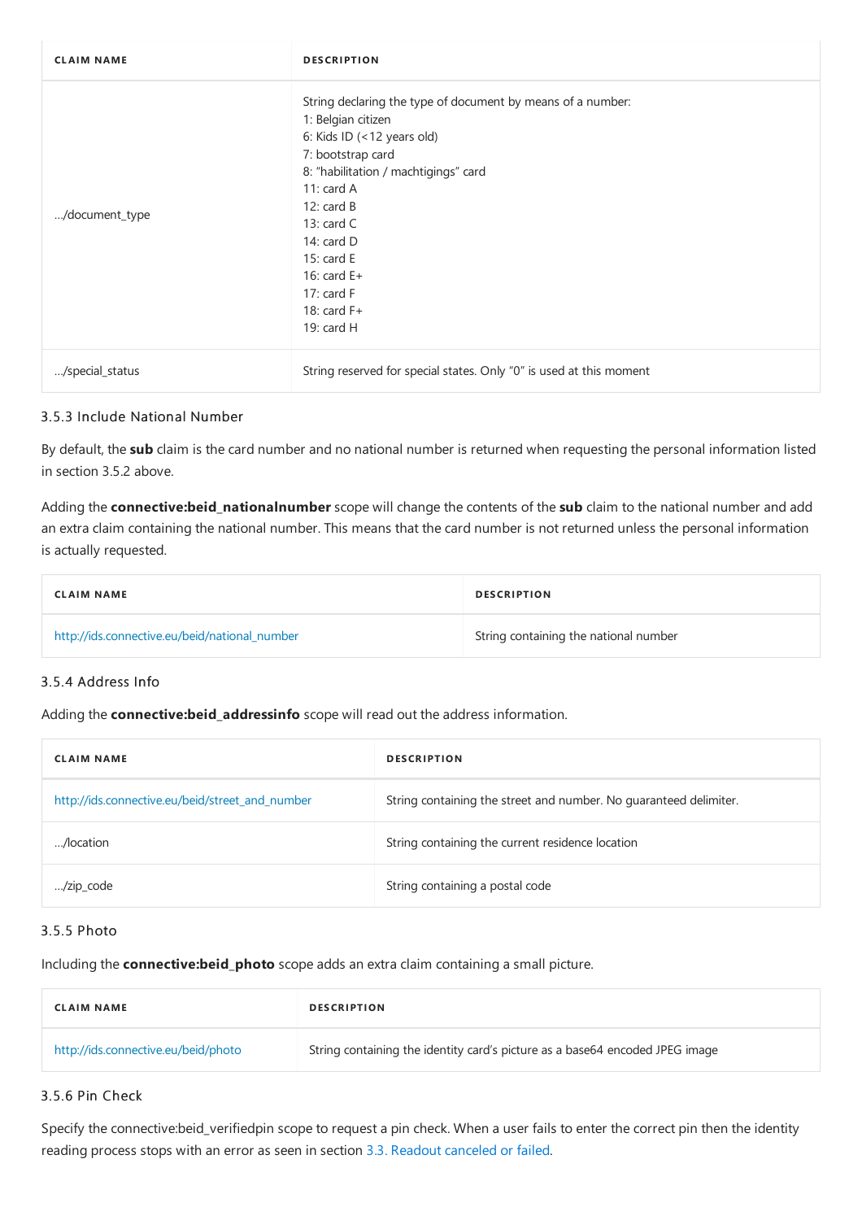| CLAIM NAME | DESCRIPTION |
| --- | --- |
| …/document_type | String declaring the type of document by means of a number:<br>1: Belgian citizen<br>6: Kids ID (<12 years old)<br>7: bootstrap card<br>8: "habilitation / machtigings" card<br>11: card A<br>12: card B<br>13: card C<br>14: card D<br>15: card E<br>16: card E+<br>17: card F<br>18: card F+<br>19: card H |
| …/special_status | String reserved for special states. Only "0" is used at this moment |

### 3.5.3 Include National Number

By default, the **sub** claim is the card number and no national number is returned when requesting the personal information listed in section 3.5.2 above.

Adding the **connective:beid_nationalnumber** scope will change the contents of the **sub** claim to the national number and add an extra claim containing the national number. This means that the card number is not returned unless the personal information is actually requested.

| CLAIM NAME | DESCRIPTION |
| --- | --- |
| http://ids.connective.eu/beid/national_number | String containing the national number |

### 3.5.4 Address Info

Adding the **connective:beid_addressinfo** scope will read out the address information.

| CLAIM NAME | DESCRIPTION |
| --- | --- |
| http://ids.connective.eu/beid/street_and_number | String containing the street and number. No guaranteed delimiter. |
| …/location | String containing the current residence location |
| …/zip_code | String containing a postal code |

### 3.5.5 Photo

Including the **connective:beid_photo** scope adds an extra claim containing a small picture.

| CLAIM NAME | DESCRIPTION |
| --- | --- |
| http://ids.connective.eu/beid/photo | String containing the identity card's picture as a base64 encoded JPEG image |

### 3.5.6 Pin Check

Specify the connective:beid_verifiedpin scope to request a pin check. When a user fails to enter the correct pin then the identity reading process stops with an error as seen in section 3.3. Readout canceled or failed.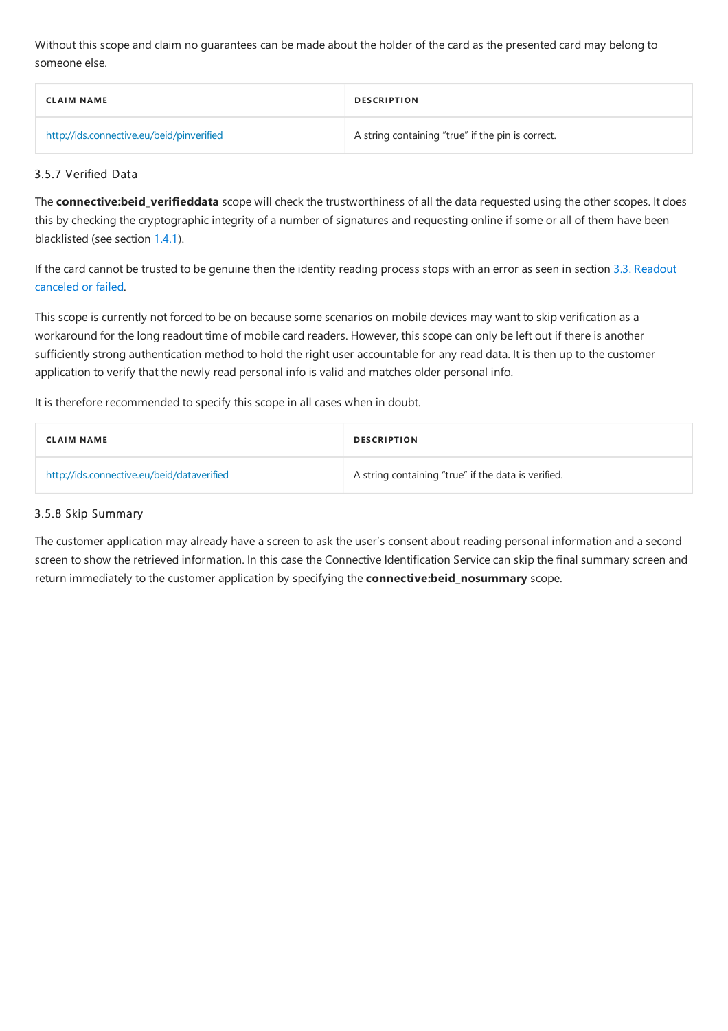Without this scope and claim no guarantees can be made about the holder of the card as the presented card may belong to someone else.

| CLAIM NAME | DESCRIPTION |
| --- | --- |
| http://ids.connective.eu/beid/pinverified | A string containing "true" if the pin is correct. |

### 3.5.7 Verified Data

The **connective:beid_verifieddata** scope will check the trustworthiness of all the data requested using the other scopes. It does this by checking the cryptographic integrity of a number of signatures and requesting online if some or all of them have been blacklisted (see section 1.4.1).

If the card cannot be trusted to be genuine then the identity reading process stops with an error as seen in section 3.3. Readout canceled or failed.

This scope is currently not forced to be on because some scenarios on mobile devices may want to skip verification as a workaround for the long readout time of mobile card readers. However, this scope can only be left out if there is another sufficiently strong authentication method to hold the right user accountable for any read data. It is then up to the customer application to verify that the newly read personal info is valid and matches older personal info.

It is therefore recommended to specify this scope in all cases when in doubt.

| CLAIM NAME | DESCRIPTION |
| --- | --- |
| http://ids.connective.eu/beid/dataverified | A string containing "true" if the data is verified. |

### 3.5.8 Skip Summary

The customer application may already have a screen to ask the user's consent about reading personal information and a second screen to show the retrieved information. In this case the Connective Identification Service can skip the final summary screen and return immediately to the customer application by specifying the **connective:beid_nosummary** scope.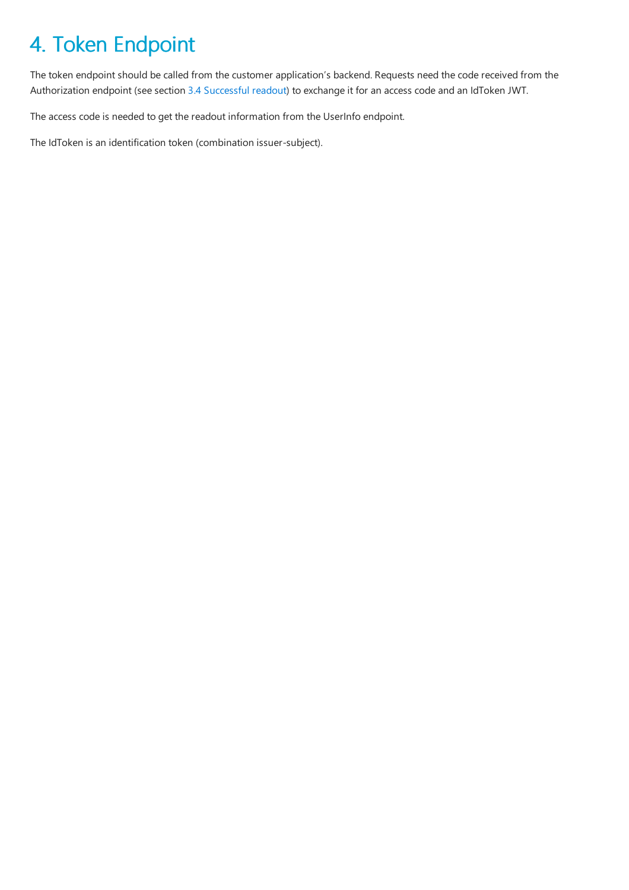# 4. Token Endpoint

The token endpoint should be called from the customer application's backend. Requests need the code received from the Authorization endpoint (see section 3.4 Successful readout) to exchange it for an access code and an IdToken JWT.

The access code is needed to get the readout information from the UserInfo endpoint.

The IdToken is an identification token (combination issuer-subject).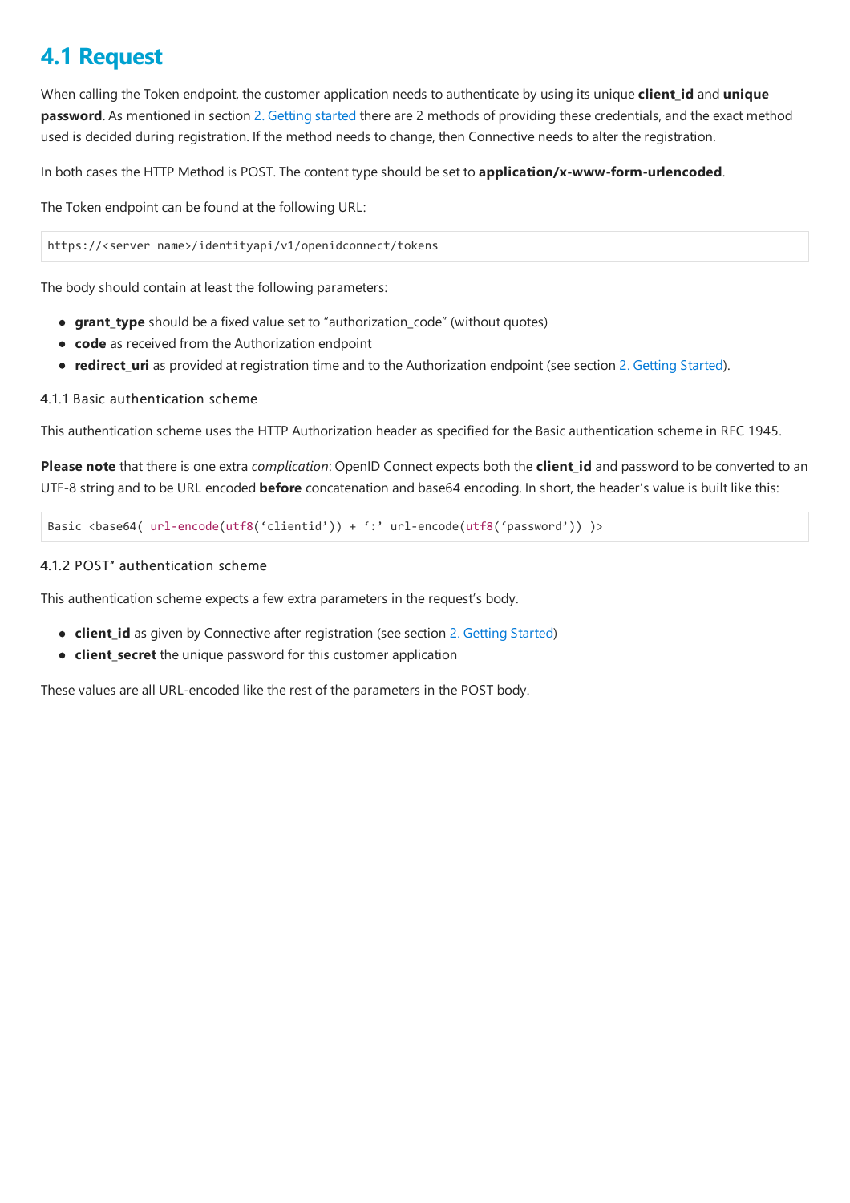## 4.1 Request

When calling the Token endpoint, the customer application needs to authenticate by using its unique **client_id** and **unique password**. As mentioned in section 2. Getting started there are 2 methods of providing these credentials, and the exact method used is decided during registration. If the method needs to change, then Connective needs to alter the registration.

In both cases the HTTP Method is POST. The content type should be set to **application/x-www-form-urlencoded**.

The Token endpoint can be found at the following URL:

```
https://<server name>/identityapi/v1/openidconnect/tokens
```

The body should contain at least the following parameters:

- **grant_type** should be a fixed value set to “authorization_code” (without quotes)
- **code** as received from the Authorization endpoint
- **redirect_uri** as provided at registration time and to the Authorization endpoint (see section 2. Getting Started).

#### 4.1.1 Basic authentication scheme

This authentication scheme uses the HTTP Authorization header as specified for the Basic authentication scheme in RFC 1945.

**Please note** that there is one extra *complication*: OpenID Connect expects both the **client_id** and password to be converted to an UTF-8 string and to be URL encoded **before** concatenation and base64 encoding. In short, the header’s value is built like this:

```
Basic <base64( url-encode(utf8(‘clientid’)) + ‘:’ url-encode(utf8(‘password’)) )>
```

#### 4.1.2 POST” authentication scheme

This authentication scheme expects a few extra parameters in the request’s body.

- **client_id** as given by Connective after registration (see section 2. Getting Started)
- **client_secret** the unique password for this customer application

These values are all URL-encoded like the rest of the parameters in the POST body.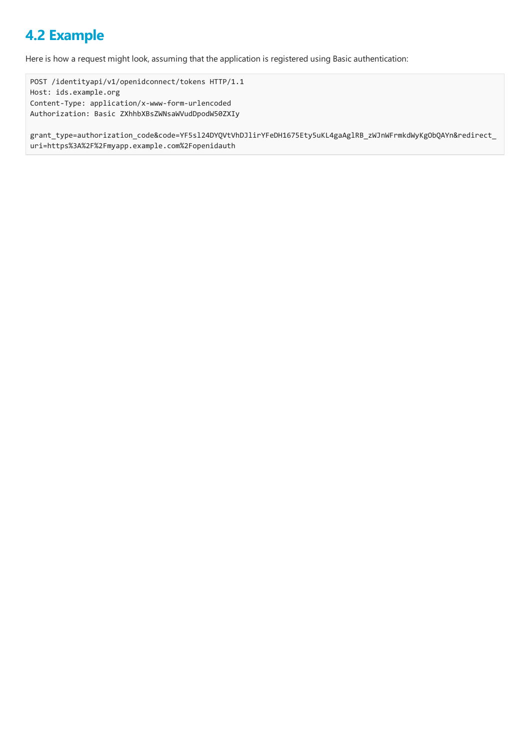## 4.2 Example

Here is how a request might look, assuming that the application is registered using Basic authentication:

```
POST /identityapi/v1/openidconnect/tokens HTTP/1.1
Host: ids.example.org
Content-Type: application/x-www-form-urlencoded
Authorization: Basic ZXhhbXBsZWNsaWVudDpodW50ZXIy

grant_type=authorization_code&code=YF5sl24DYQVtVhDJlirYFeDH1675Ety5uKL4gaAglRB_zWJnWFrmkdWyKgObQAYn&redirect_uri=https%3A%2F%2Fmyapp.example.com%2Fopenidauth
```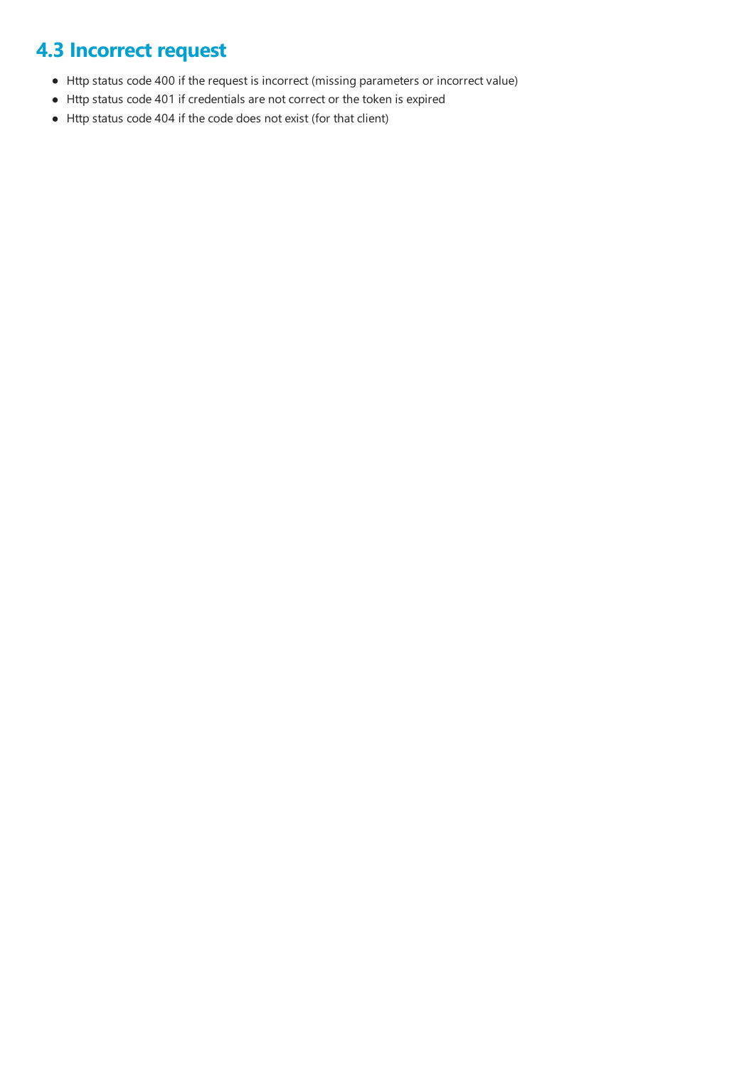## 4.3 Incorrect request

- Http status code 400 if the request is incorrect (missing parameters or incorrect value)
- Http status code 401 if credentials are not correct or the token is expired
- Http status code 404 if the code does not exist (for that client)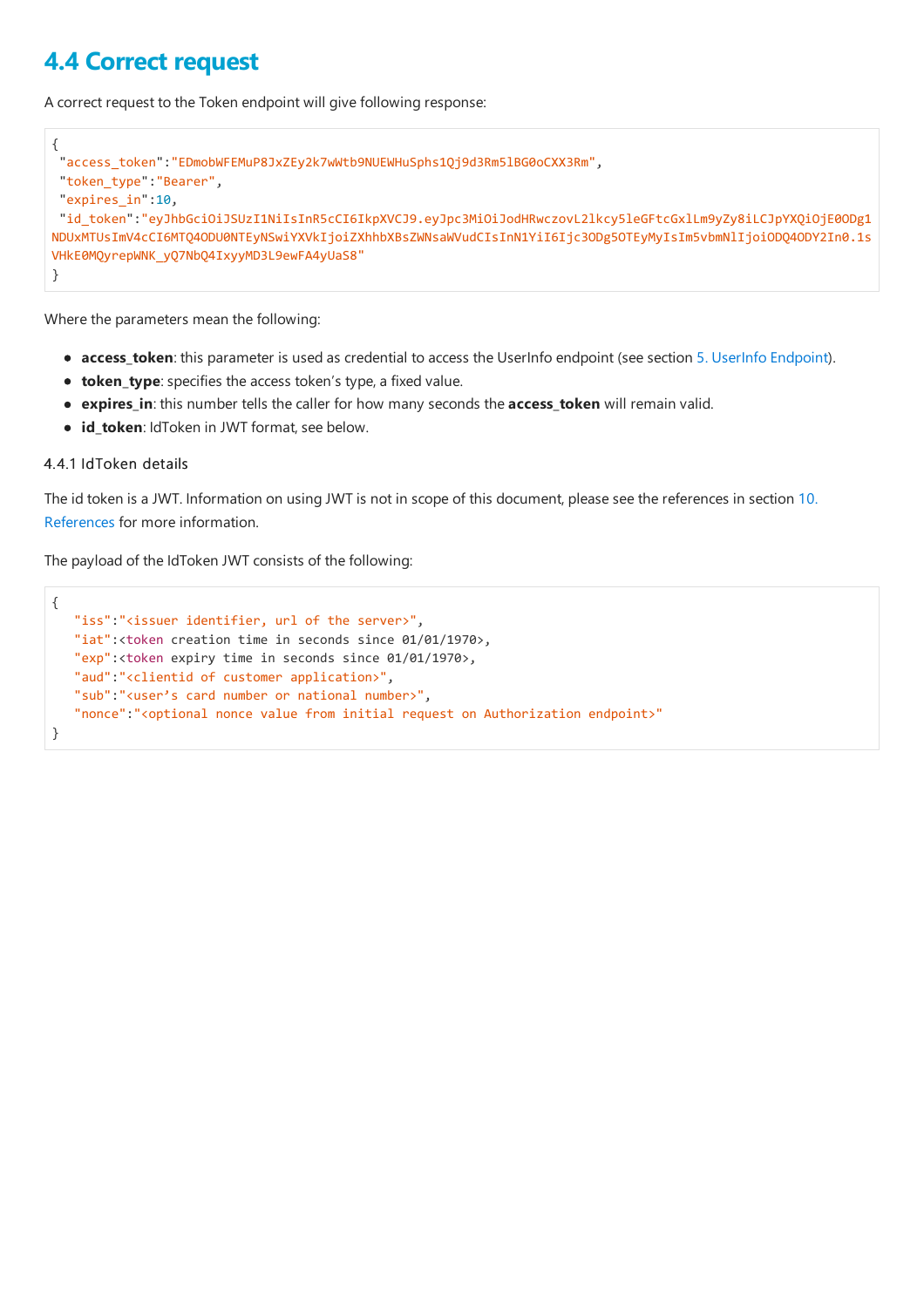## 4.4 Correct request

A correct request to the Token endpoint will give following response:

```
{
 "access_token":"EDmobWFEMuP8JxZEy2k7wWtb9NUEWHuSphs1Qj9d3Rm5lBG0oCXX3Rm",
 "token_type":"Bearer",
 "expires_in":10,
 "id_token":"eyJhbGciOiJSUzI1NiIsInR5cCI6IkpXVCJ9.eyJpc3MiOiJodHRwczovL2lkcy5leGFtcGxlLm9yZy8iLCJpYXQiOjE0ODg1NDUxMTUsImV4cCI6MTQ4ODU0NTEyNSwiYXVkIjoiZXhhbXBsZWNsaWVudCIsInN1YiI6Ijc3ODg5OTEyMyIsIm5vbmNlIjoiODQ4ODY2In0.1sVHkE0MQyrepWNK_yQ7NbQ4IxyyMD3L9ewFA4yUaS8"
}
```

Where the parameters mean the following:

- **access_token**: this parameter is used as credential to access the UserInfo endpoint (see section 5. UserInfo Endpoint).
- **token_type**: specifies the access token's type, a fixed value.
- **expires_in**: this number tells the caller for how many seconds the **access_token** will remain valid.
- **id_token**: IdToken in JWT format, see below.

#### 4.4.1 IdToken details

The id token is a JWT. Information on using JWT is not in scope of this document, please see the references in section 10. References for more information.

The payload of the IdToken JWT consists of the following:

```
{
   "iss":"<issuer identifier, url of the server>",
   "iat":<token creation time in seconds since 01/01/1970>,
   "exp":<token expiry time in seconds since 01/01/1970>,
   "aud":"<clientid of customer application>",
   "sub":"<user's card number or national number>",
   "nonce":"<optional nonce value from initial request on Authorization endpoint>"
}
```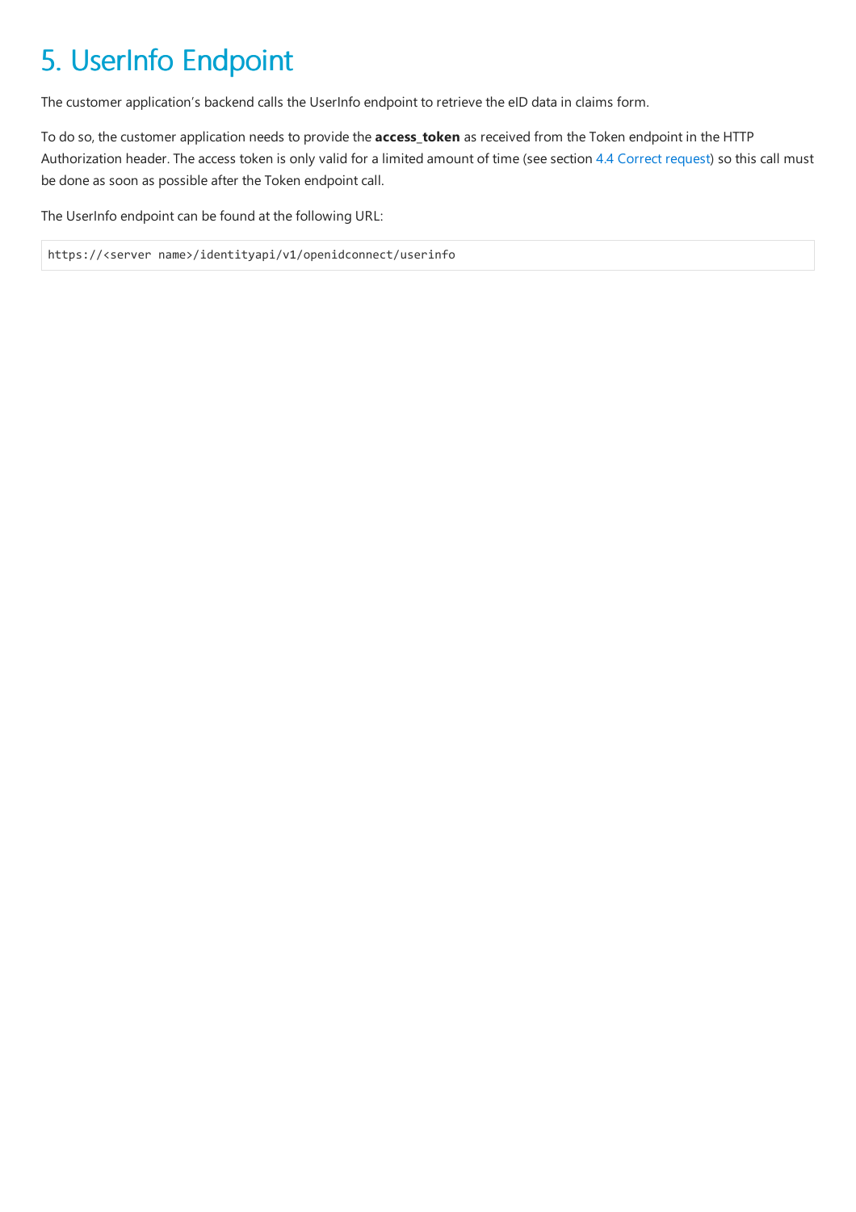# 5. UserInfo Endpoint

The customer application's backend calls the UserInfo endpoint to retrieve the eID data in claims form.

To do so, the customer application needs to provide the **access_token** as received from the Token endpoint in the HTTP Authorization header. The access token is only valid for a limited amount of time (see section 4.4 Correct request) so this call must be done as soon as possible after the Token endpoint call.

The UserInfo endpoint can be found at the following URL:

```
https://<server name>/identityapi/v1/openidconnect/userinfo
```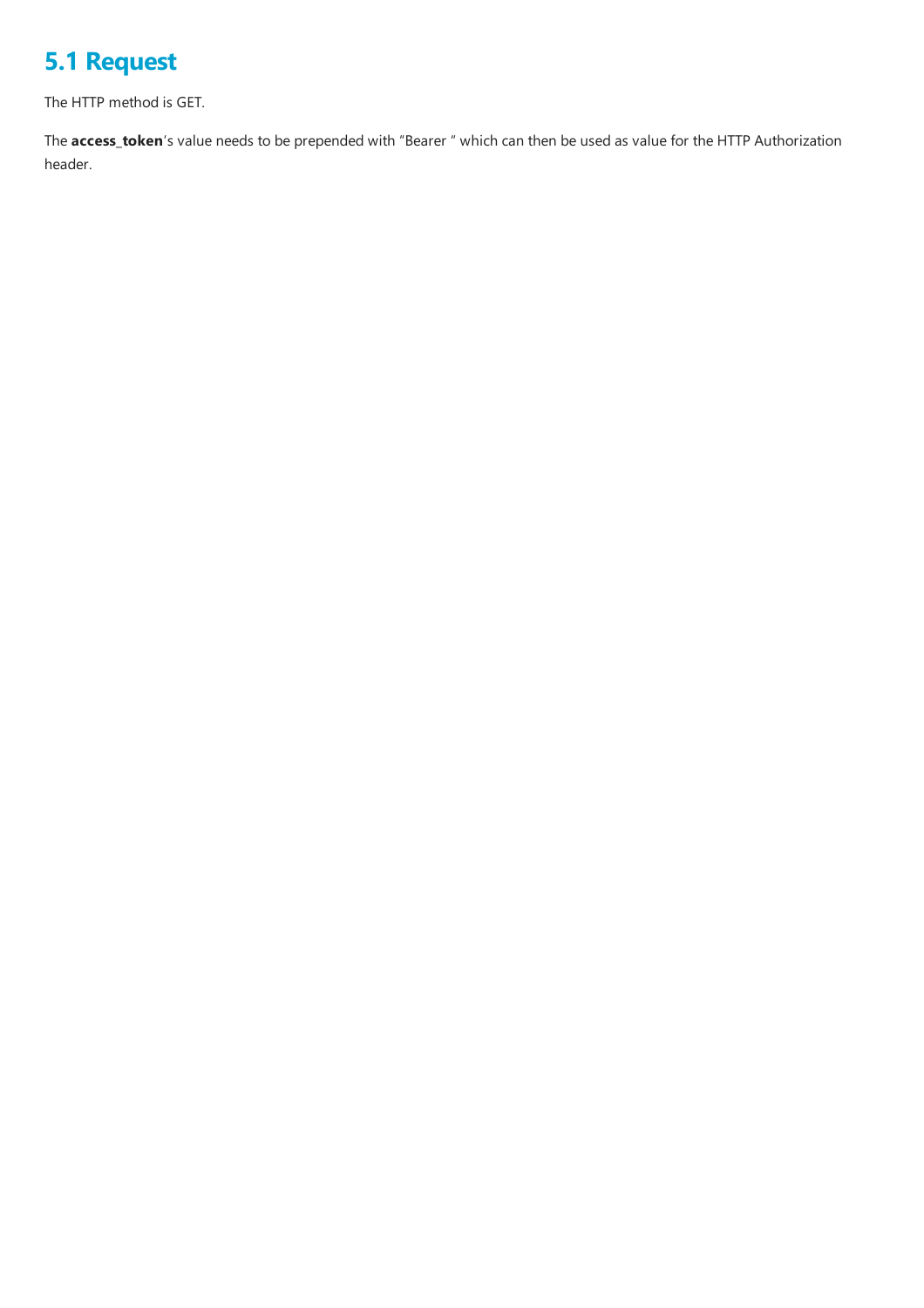## 5.1 Request

The HTTP method is GET.

The **access_token**'s value needs to be prepended with "Bearer " which can then be used as value for the HTTP Authorization header.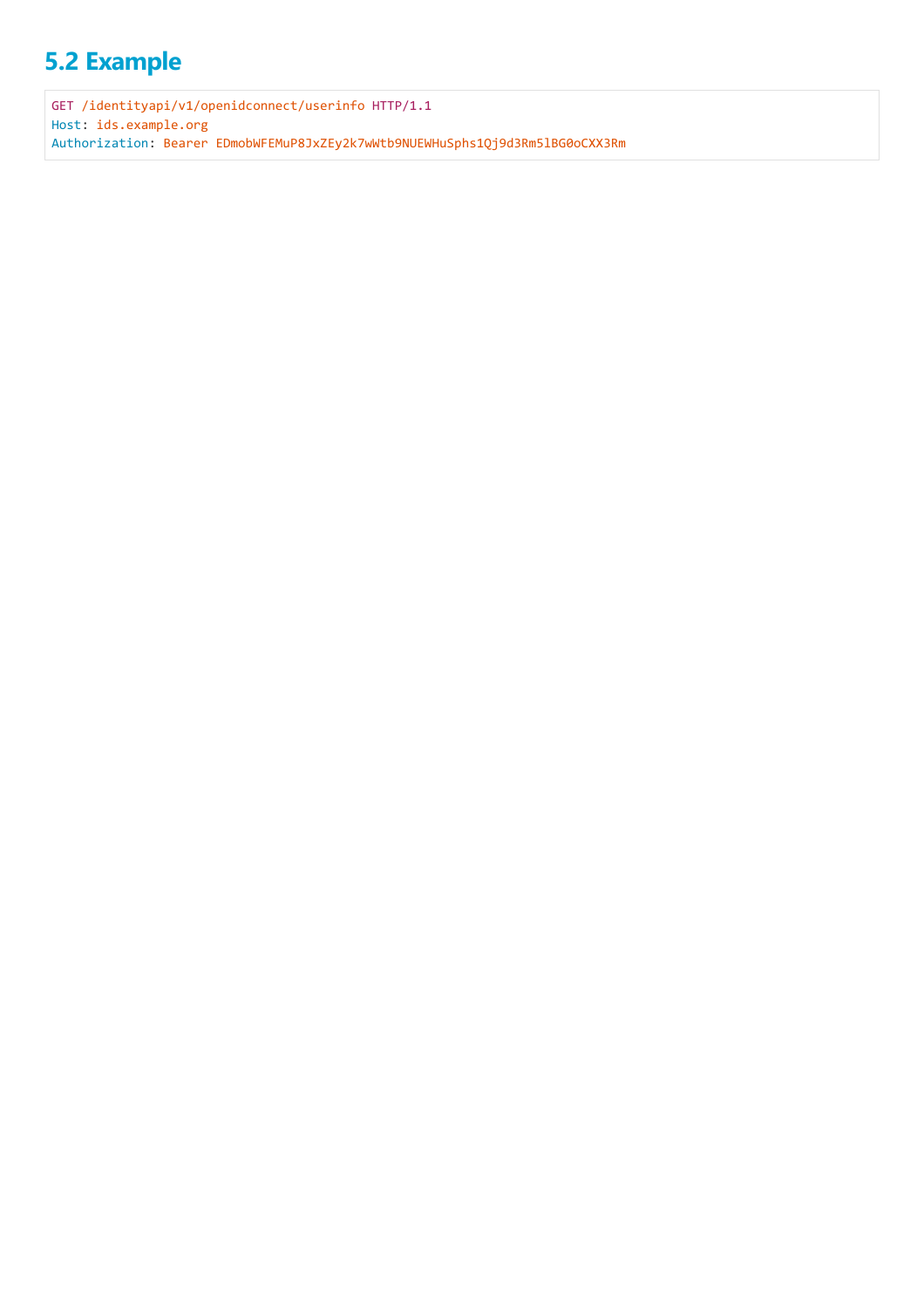## 5.2 Example

```
GET /identityapi/v1/openidconnect/userinfo HTTP/1.1
Host: ids.example.org
Authorization: Bearer EDmobWFEMuP8JxZEy2k7wWtb9NUEWHuSphs1Qj9d3Rm5lBG0oCXX3Rm
```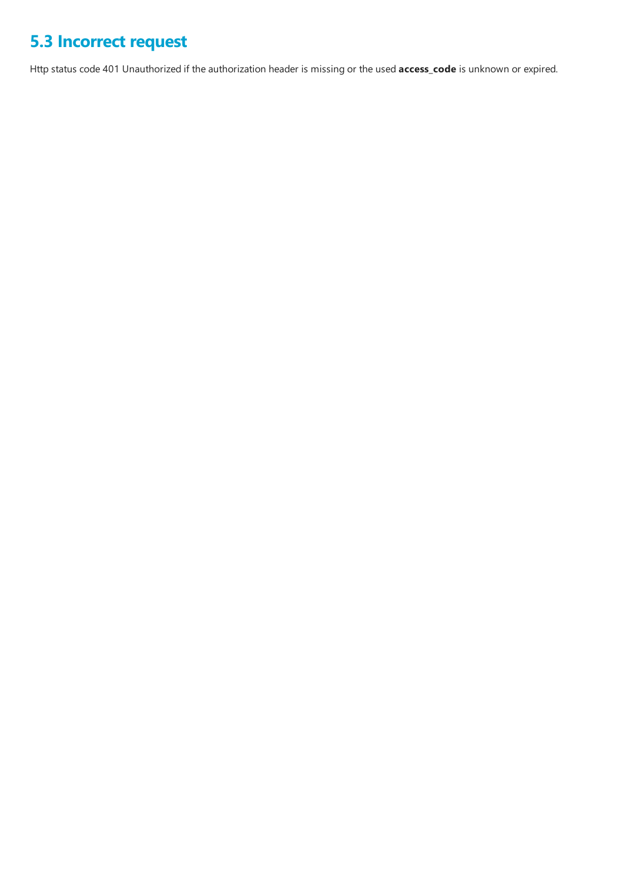## 5.3 Incorrect request

Http status code 401 Unauthorized if the authorization header is missing or the used **access_code** is unknown or expired.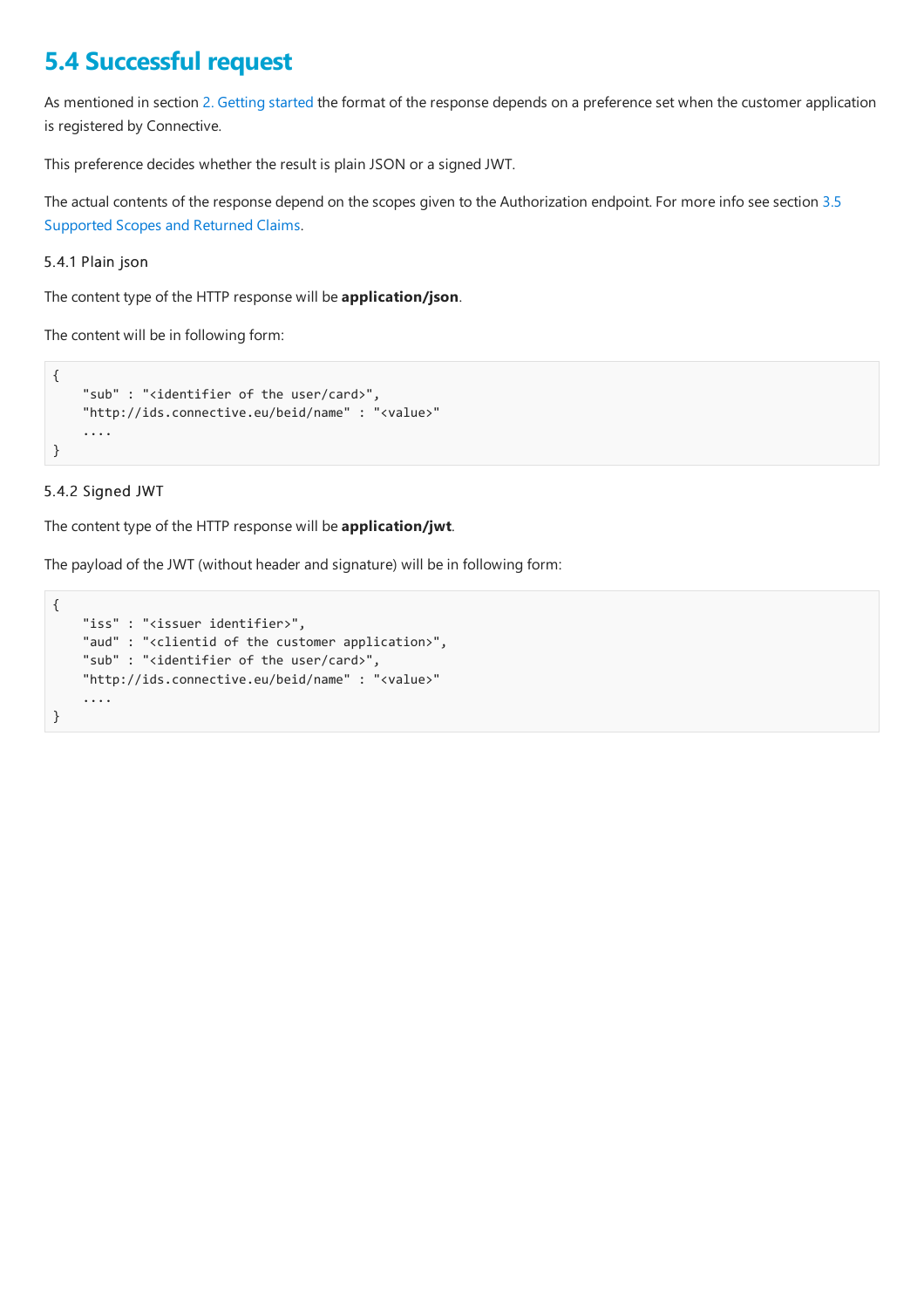## 5.4 Successful request

As mentioned in section 2. Getting started the format of the response depends on a preference set when the customer application is registered by Connective.

This preference decides whether the result is plain JSON or a signed JWT.

The actual contents of the response depend on the scopes given to the Authorization endpoint. For more info see section 3.5 Supported Scopes and Returned Claims.

### 5.4.1 Plain json

The content type of the HTTP response will be **application/json**.

The content will be in following form:

```
{
    "sub" : "<identifier of the user/card>",
    "http://ids.connective.eu/beid/name" : "<value>"
    ....
}
```

### 5.4.2 Signed JWT

The content type of the HTTP response will be **application/jwt**.

The payload of the JWT (without header and signature) will be in following form:

```
{
    "iss" : "<issuer identifier>",
    "aud" : "<clientid of the customer application>",
    "sub" : "<identifier of the user/card>",
    "http://ids.connective.eu/beid/name" : "<value>"
    ....
}
```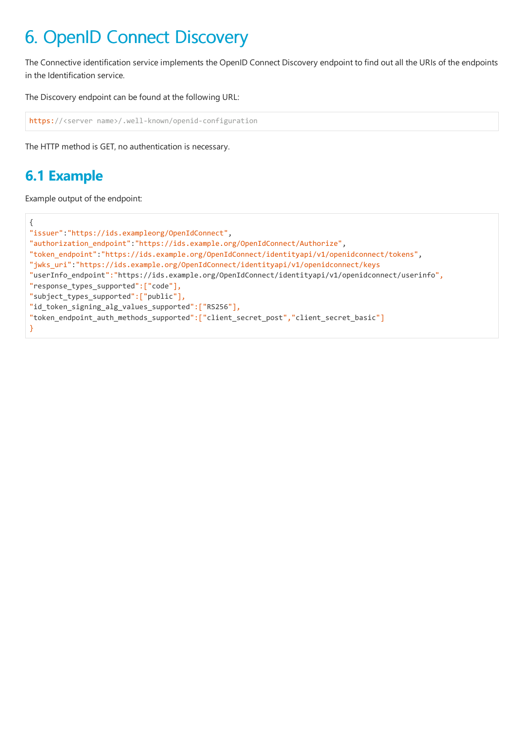# 6. OpenID Connect Discovery

The Connective identification service implements the OpenID Connect Discovery endpoint to find out all the URIs of the endpoints in the Identification service.

The Discovery endpoint can be found at the following URL:

```
https://<server name>/.well-known/openid-configuration
```

The HTTP method is GET, no authentication is necessary.

## 6.1 Example

Example output of the endpoint:

```
{
"issuer":"https://ids.exampleorg/OpenIdConnect",
"authorization_endpoint":"https://ids.example.org/OpenIdConnect/Authorize",
"token_endpoint":"https://ids.example.org/OpenIdConnect/identityapi/v1/openidconnect/tokens",
"jwks_uri":"https://ids.example.org/OpenIdConnect/identityapi/v1/openidconnect/keys
"userInfo_endpoint":"https://ids.example.org/OpenIdConnect/identityapi/v1/openidconnect/userinfo",
"response_types_supported":["code"],
"subject_types_supported":["public"],
"id_token_signing_alg_values_supported":["RS256"],
"token_endpoint_auth_methods_supported":["client_secret_post","client_secret_basic"]
}
```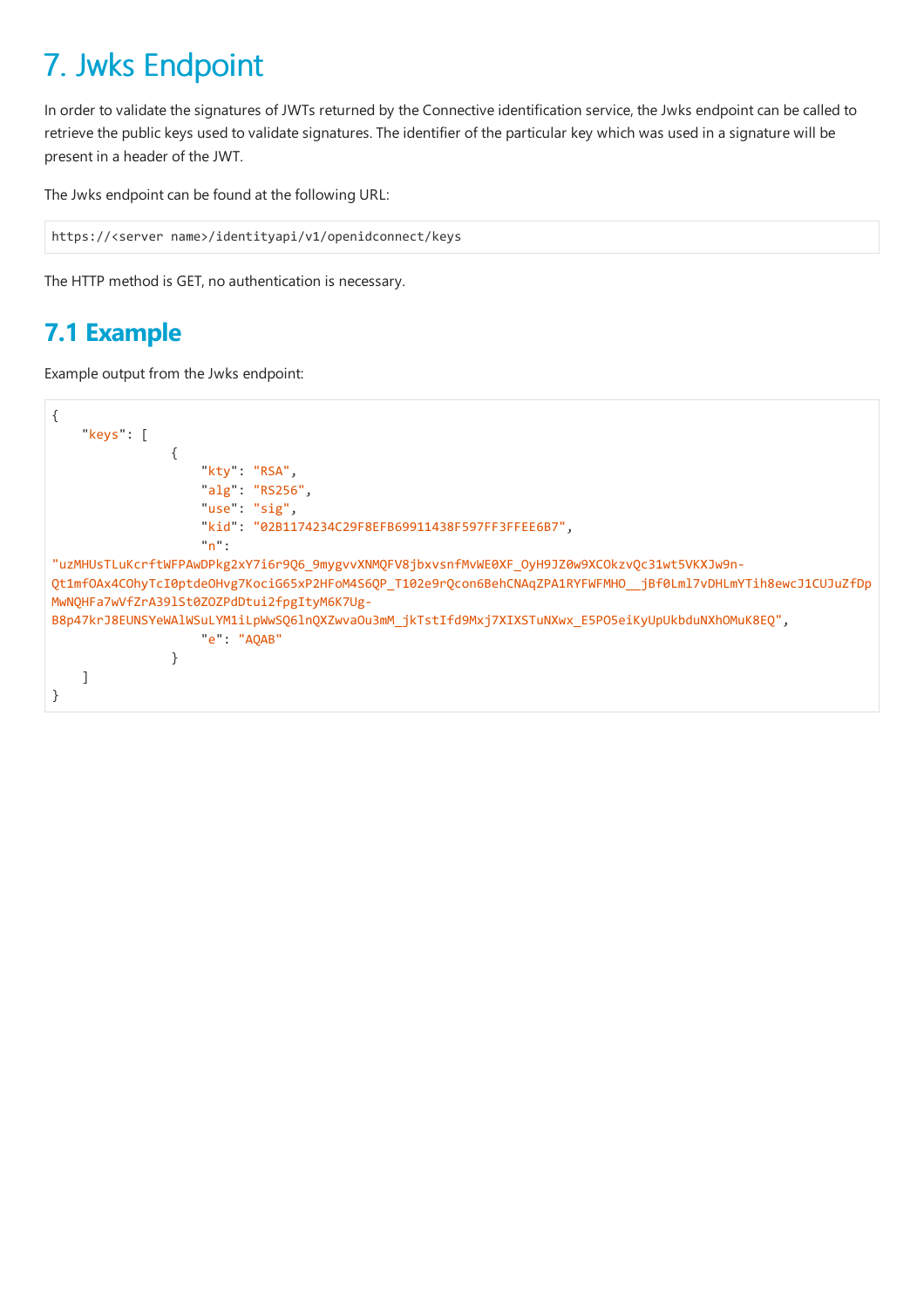# 7. Jwks Endpoint

In order to validate the signatures of JWTs returned by the Connective identification service, the Jwks endpoint can be called to retrieve the public keys used to validate signatures. The identifier of the particular key which was used in a signature will be present in a header of the JWT.

The Jwks endpoint can be found at the following URL:

```
https://<server name>/identityapi/v1/openidconnect/keys
```

The HTTP method is GET, no authentication is necessary.

## 7.1 Example

Example output from the Jwks endpoint:

```
{
    "keys": [
                {
                    "kty": "RSA",
                    "alg": "RS256",
                    "use": "sig",
                    "kid": "02B1174234C29F8EFB69911438F597FF3FFEE6B7",
                    "n":
"uzMHUsTLuKcrftWFPAwDPkg2xY7i6r9Q6_9mygvvXNMQFV8jbxvsnfMvWE0XF_OyH9JZ0w9XCOkzvQc31wt5VKXJw9n-
Qt1mfOAx4COhyTcI0ptdeOHvg7KociG65xP2HFoM4S6QP_T102e9rQcon6BehCNAqZPA1RYFWFMHO__jBf0Lml7vDHLmYTih8ewcJ1CUJuZfDp
MwNQHFa7wVfZrA39lSt0ZOZPdDtui2fpgItyM6K7Ug-
B8p47krJ8EUNSYeWAlWSuLYM1iLpWwSQ6lnQXZwvaOu3mM_jkTstIfd9Mxj7XIXSTuNXwx_E5PO5eiKyUpUkbduNXhOMuK8EQ",
                    "e": "AQAB"
                }
    ]
}
```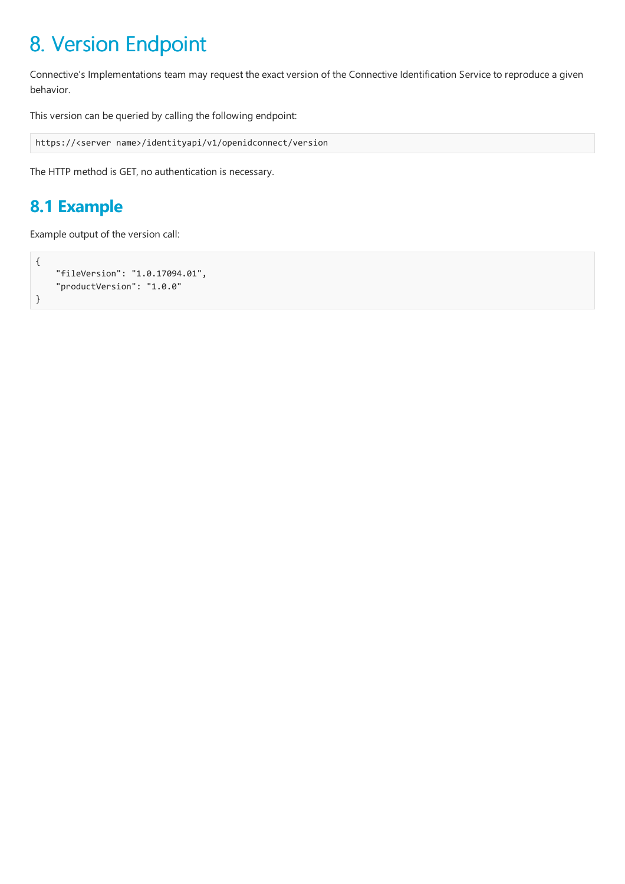# 8. Version Endpoint

Connective's Implementations team may request the exact version of the Connective Identification Service to reproduce a given behavior.

This version can be queried by calling the following endpoint:

```
https://<server name>/identityapi/v1/openidconnect/version
```

The HTTP method is GET, no authentication is necessary.

## 8.1 Example

Example output of the version call:

```
{
    "fileVersion": "1.0.17094.01",
    "productVersion": "1.0.0"
}
```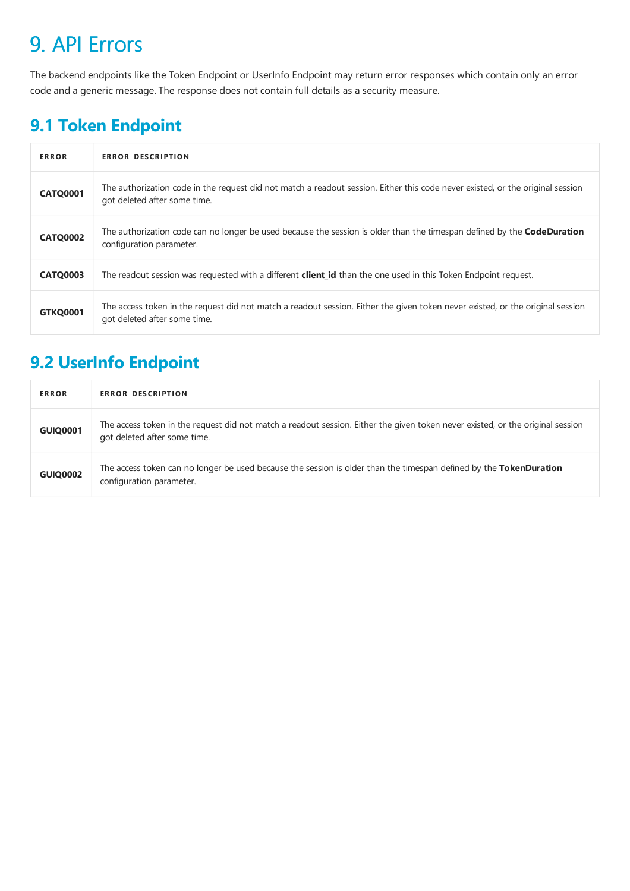# 9. API Errors

The backend endpoints like the Token Endpoint or UserInfo Endpoint may return error responses which contain only an error code and a generic message. The response does not contain full details as a security measure.

## 9.1 Token Endpoint

| ERROR | ERROR_DESCRIPTION |
|---|---|
| **CATQ0001** | The authorization code in the request did not match a readout session. Either this code never existed, or the original session got deleted after some time. |
| **CATQ0002** | The authorization code can no longer be used because the session is older than the timespan defined by the **CodeDuration** configuration parameter. |
| **CATQ0003** | The readout session was requested with a different **client_id** than the one used in this Token Endpoint request. |
| **GTKQ0001** | The access token in the request did not match a readout session. Either the given token never existed, or the original session got deleted after some time. |

## 9.2 UserInfo Endpoint

| ERROR | ERROR_DESCRIPTION |
|---|---|
| **GUIQ0001** | The access token in the request did not match a readout session. Either the given token never existed, or the original session got deleted after some time. |
| **GUIQ0002** | The access token can no longer be used because the session is older than the timespan defined by the **TokenDuration** configuration parameter. |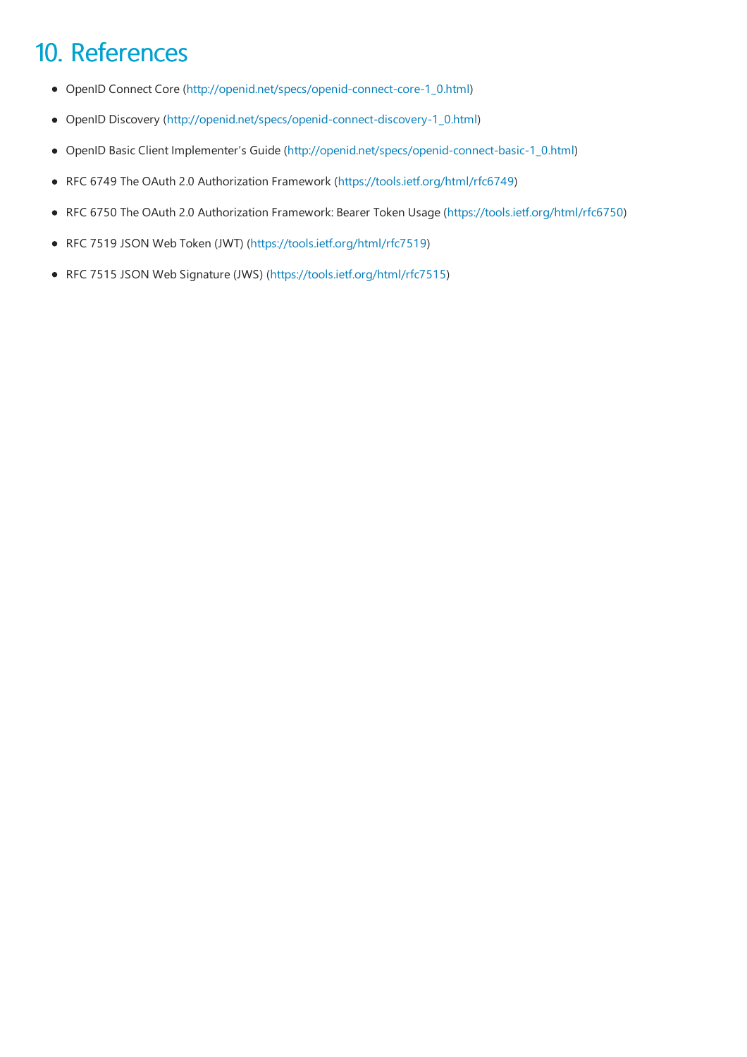# 10. References

- OpenID Connect Core (http://openid.net/specs/openid-connect-core-1_0.html)
- OpenID Discovery (http://openid.net/specs/openid-connect-discovery-1_0.html)
- OpenID Basic Client Implementer's Guide (http://openid.net/specs/openid-connect-basic-1_0.html)
- RFC 6749 The OAuth 2.0 Authorization Framework (https://tools.ietf.org/html/rfc6749)
- RFC 6750 The OAuth 2.0 Authorization Framework: Bearer Token Usage (https://tools.ietf.org/html/rfc6750)
- RFC 7519 JSON Web Token (JWT) (https://tools.ietf.org/html/rfc7519)
- RFC 7515 JSON Web Signature (JWS) (https://tools.ietf.org/html/rfc7515)